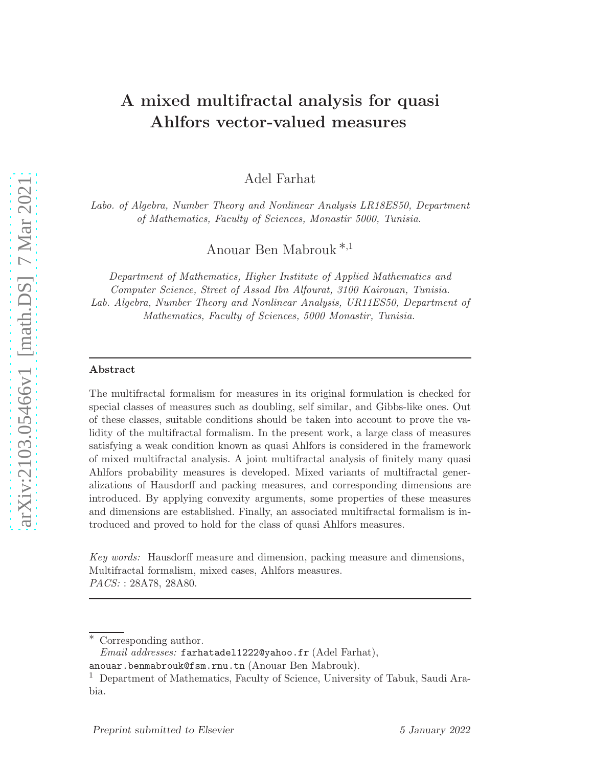# A mixed multifractal analysis for quasi Ahlfors vector-valued measures

Adel Farhat

*Labo. of Algebra, Number Theory and Nonlinear Analysis LR18ES50, Department of Mathematics, Faculty of Sciences, Monastir 5000, Tunisia.*

Anouar Ben Mabrouk [*,1]

*Department of Mathematics, Higher Institute of Applied Mathematics and Computer Science, Street of Assad Ibn Alfourat, 3100 Kairouan, Tunisia. Lab. Algebra, Number Theory and Nonlinear Analysis, UR11ES50, Department of Mathematics, Faculty of Sciences, 5000 Monastir, Tunisia.*

---

**Abstract**

The multifractal formalism for measures in its original formulation is checked for special classes of measures such as doubling, self similar, and Gibbs-like ones. Out of these classes, suitable conditions should be taken into account to prove the validity of the multifractal formalism. In the present work, a large class of measures satisfying a weak condition known as quasi Ahlfors is considered in the framework of mixed multifractal analysis. A joint multifractal analysis of finitely many quasi Ahlfors probability measures is developed. Mixed variants of multifractal generalizations of Hausdorff and packing measures, and corresponding dimensions are introduced. By applying convexity arguments, some properties of these measures and dimensions are established. Finally, an associated multifractal formalism is introduced and proved to hold for the class of quasi Ahlfors measures.

*Key words:* Hausdorff measure and dimension, packing measure and dimensions, Multifractal formalism, mixed cases, Ahlfors measures.
*PACS:* : 28A78, 28A80.

---

[*] Corresponding author.
*Email addresses:* farhatadel1222@yahoo.fr (Adel Farhat), anouar.benmabrouk@fsm.rnu.tn (Anouar Ben Mabrouk).
[1] Department of Mathematics, Faculty of Science, University of Tabuk, Saudi Arabia.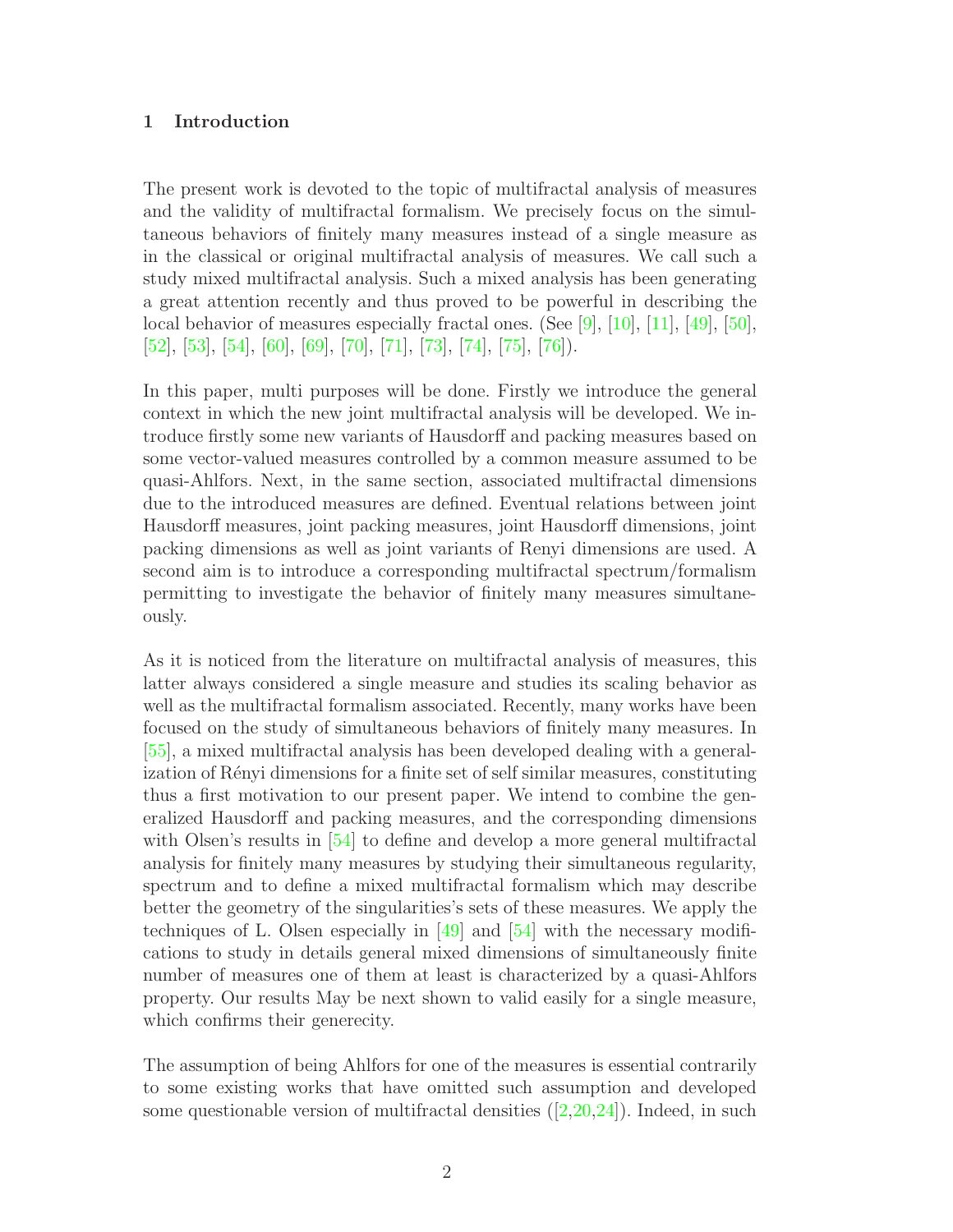## 1 Introduction

The present work is devoted to the topic of multifractal analysis of measures and the validity of multifractal formalism. We precisely focus on the simultaneous behaviors of finitely many measures instead of a single measure as in the classical or original multifractal analysis of measures. We call such a study mixed multifractal analysis. Such a mixed analysis has been generating a great attention recently and thus proved to be powerful in describing the local behavior of measures especially fractal ones. (See [9], [10], [11], [49], [50], [52], [53], [54], [60], [69], [70], [71], [73], [74], [75], [76]).

In this paper, multi purposes will be done. Firstly we introduce the general context in which the new joint multifractal analysis will be developed. We introduce firstly some new variants of Hausdorff and packing measures based on some vector-valued measures controlled by a common measure assumed to be quasi-Ahlfors. Next, in the same section, associated multifractal dimensions due to the introduced measures are defined. Eventual relations between joint Hausdorff measures, joint packing measures, joint Hausdorff dimensions, joint packing dimensions as well as joint variants of Renyi dimensions are used. A second aim is to introduce a corresponding multifractal spectrum/formalism permitting to investigate the behavior of finitely many measures simultaneously.

As it is noticed from the literature on multifractal analysis of measures, this latter always considered a single measure and studies its scaling behavior as well as the multifractal formalism associated. Recently, many works have been focused on the study of simultaneous behaviors of finitely many measures. In [55], a mixed multifractal analysis has been developed dealing with a generalization of Rényi dimensions for a finite set of self similar measures, constituting thus a first motivation to our present paper. We intend to combine the generalized Hausdorff and packing measures, and the corresponding dimensions with Olsen's results in [54] to define and develop a more general multifractal analysis for finitely many measures by studying their simultaneous regularity, spectrum and to define a mixed multifractal formalism which may describe better the geometry of the singularities's sets of these measures. We apply the techniques of L. Olsen especially in [49] and [54] with the necessary modifications to study in details general mixed dimensions of simultaneously finite number of measures one of them at least is characterized by a quasi-Ahlfors property. Our results May be next shown to valid easily for a single measure, which confirms their generecity.

The assumption of being Ahlfors for one of the measures is essential contrarily to some existing works that have omitted such assumption and developed some questionable version of multifractal densities ([2,20,24]). Indeed, in such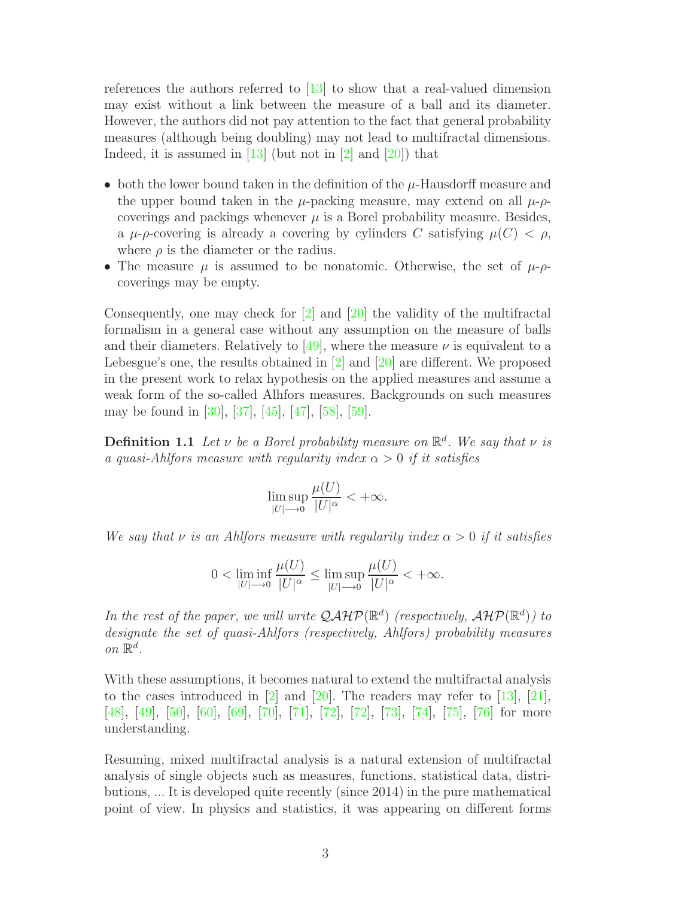references the authors referred to [13] to show that a real-valued dimension may exist without a link between the measure of a ball and its diameter. However, the authors did not pay attention to the fact that general probability measures (although being doubling) may not lead to multifractal dimensions. Indeed, it is assumed in [13] (but not in [2] and [20]) that

- both the lower bound taken in the definition of the $\mu$-Hausdorff measure and the upper bound taken in the $\mu$-packing measure, may extend on all $\mu$-$\rho$-coverings and packings whenever $\mu$ is a Borel probability measure. Besides, a $\mu$-$\rho$-covering is already a covering by cylinders $C$ satisfying $\mu(C) < \rho$, where $\rho$ is the diameter or the radius.
- The measure $\mu$ is assumed to be nonatomic. Otherwise, the set of $\mu$-$\rho$-coverings may be empty.

Consequently, one may check for [2] and [20] the validity of the multifractal formalism in a general case without any assumption on the measure of balls and their diameters. Relatively to [49], where the measure $\nu$ is equivalent to a Lebesgue's one, the results obtained in [2] and [20] are different. We proposed in the present work to relax hypothesis on the applied measures and assume a weak form of the so-called Alhfors measures. Backgrounds on such measures may be found in [30], [37], [45], [47], [58], [59].

**Definition 1.1** *Let $\nu$ be a Borel probability measure on $\mathbb{R}^d$. We say that $\nu$ is a quasi-Ahlfors measure with regularity index $\alpha > 0$ if it satisfies*

$$\limsup_{|U|\longrightarrow 0} \frac{\mu(U)}{|U|^{\alpha}} < +\infty.$$

*We say that $\nu$ is an Ahlfors measure with regularity index $\alpha > 0$ if it satisfies*

$$0 < \liminf_{|U|\longrightarrow 0} \frac{\mu(U)}{|U|^{\alpha}} \leq \limsup_{|U|\longrightarrow 0} \frac{\mu(U)}{|U|^{\alpha}} < +\infty.$$

*In the rest of the paper, we will write $\mathcal{QAHP}(\mathbb{R}^d)$ (respectively, $\mathcal{AHP}(\mathbb{R}^d)$) to designate the set of quasi-Ahlfors (respectively, Ahlfors) probability measures on $\mathbb{R}^d$.*

With these assumptions, it becomes natural to extend the multifractal analysis to the cases introduced in [2] and [20]. The readers may refer to [13], [21], [48], [49], [50], [60], [69], [70], [71], [72], [72], [73], [74], [75], [76] for more understanding.

Resuming, mixed multifractal analysis is a natural extension of multifractal analysis of single objects such as measures, functions, statistical data, distributions, ... It is developed quite recently (since 2014) in the pure mathematical point of view. In physics and statistics, it was appearing on different forms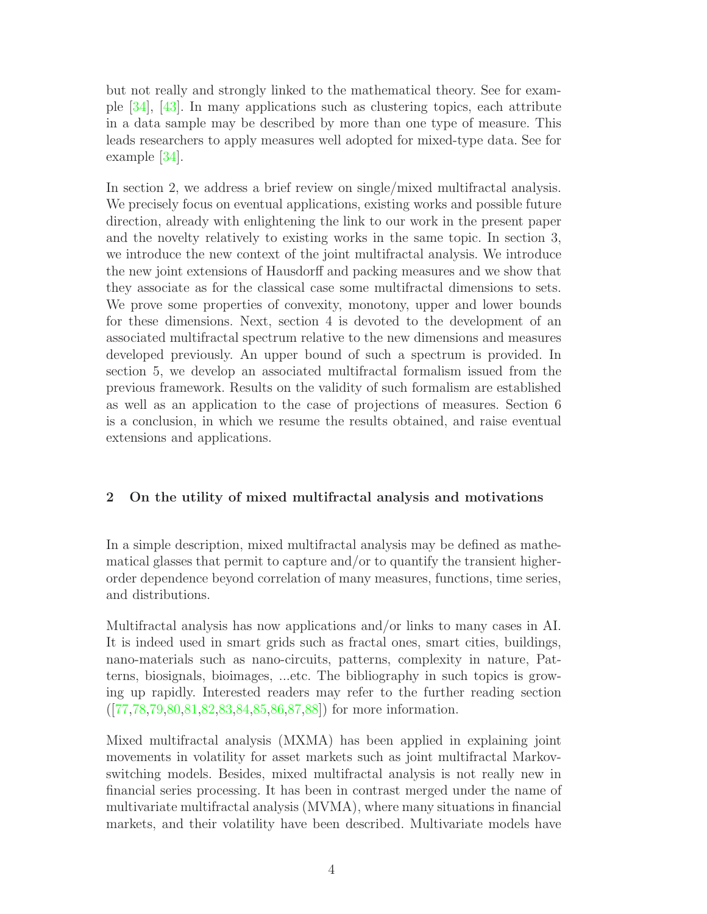but not really and strongly linked to the mathematical theory. See for example [34], [43]. In many applications such as clustering topics, each attribute in a data sample may be described by more than one type of measure. This leads researchers to apply measures well adopted for mixed-type data. See for example [34].

In section 2, we address a brief review on single/mixed multifractal analysis. We precisely focus on eventual applications, existing works and possible future direction, already with enlightening the link to our work in the present paper and the novelty relatively to existing works in the same topic. In section 3, we introduce the new context of the joint multifractal analysis. We introduce the new joint extensions of Hausdorff and packing measures and we show that they associate as for the classical case some multifractal dimensions to sets. We prove some properties of convexity, monotony, upper and lower bounds for these dimensions. Next, section 4 is devoted to the development of an associated multifractal spectrum relative to the new dimensions and measures developed previously. An upper bound of such a spectrum is provided. In section 5, we develop an associated multifractal formalism issued from the previous framework. Results on the validity of such formalism are established as well as an application to the case of projections of measures. Section 6 is a conclusion, in which we resume the results obtained, and raise eventual extensions and applications.

## 2 On the utility of mixed multifractal analysis and motivations

In a simple description, mixed multifractal analysis may be defined as mathematical glasses that permit to capture and/or to quantify the transient higher-order dependence beyond correlation of many measures, functions, time series, and distributions.

Multifractal analysis has now applications and/or links to many cases in AI. It is indeed used in smart grids such as fractal ones, smart cities, buildings, nano-materials such as nano-circuits, patterns, complexity in nature, Patterns, biosignals, bioimages, ...etc. The bibliography in such topics is growing up rapidly. Interested readers may refer to the further reading section ([77,78,79,80,81,82,83,84,85,86,87,88]) for more information.

Mixed multifractal analysis (MXMA) has been applied in explaining joint movements in volatility for asset markets such as joint multifractal Markov-switching models. Besides, mixed multifractal analysis is not really new in financial series processing. It has been in contrast merged under the name of multivariate multifractal analysis (MVMA), where many situations in financial markets, and their volatility have been described. Multivariate models have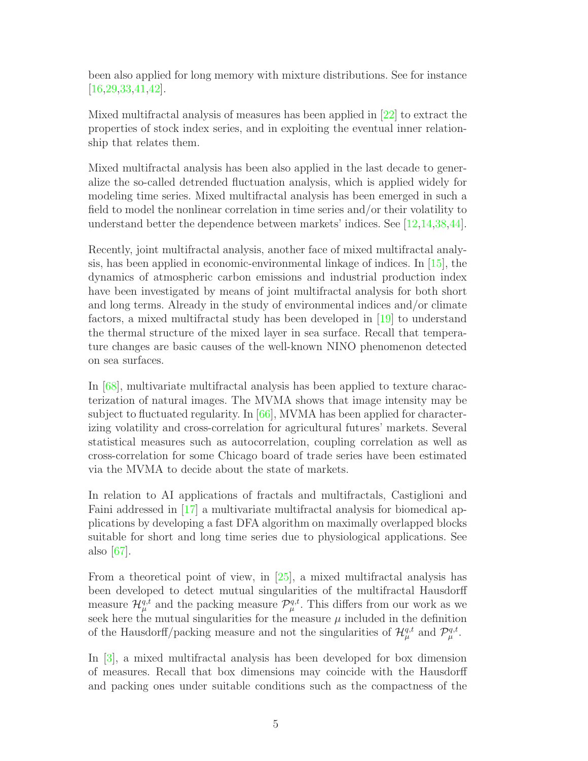been also applied for long memory with mixture distributions. See for instance [16,29,33,41,42].

Mixed multifractal analysis of measures has been applied in [22] to extract the properties of stock index series, and in exploiting the eventual inner relationship that relates them.

Mixed multifractal analysis has been also applied in the last decade to generalize the so-called detrended fluctuation analysis, which is applied widely for modeling time series. Mixed multifractal analysis has been emerged in such a field to model the nonlinear correlation in time series and/or their volatility to understand better the dependence between markets' indices. See [12,14,38,44].

Recently, joint multifractal analysis, another face of mixed multifractal analysis, has been applied in economic-environmental linkage of indices. In [15], the dynamics of atmospheric carbon emissions and industrial production index have been investigated by means of joint multifractal analysis for both short and long terms. Already in the study of environmental indices and/or climate factors, a mixed multifractal study has been developed in [19] to understand the thermal structure of the mixed layer in sea surface. Recall that temperature changes are basic causes of the well-known NINO phenomenon detected on sea surfaces.

In [68], multivariate multifractal analysis has been applied to texture characterization of natural images. The MVMA shows that image intensity may be subject to fluctuated regularity. In [66], MVMA has been applied for characterizing volatility and cross-correlation for agricultural futures' markets. Several statistical measures such as autocorrelation, coupling correlation as well as cross-correlation for some Chicago board of trade series have been estimated via the MVMA to decide about the state of markets.

In relation to AI applications of fractals and multifractals, Castiglioni and Faini addressed in [17] a multivariate multifractal analysis for biomedical applications by developing a fast DFA algorithm on maximally overlapped blocks suitable for short and long time series due to physiological applications. See also [67].

From a theoretical point of view, in [25], a mixed multifractal analysis has been developed to detect mutual singularities of the multifractal Hausdorff measure $\mathcal{H}_{\mu}^{q,t}$ and the packing measure $\mathcal{P}_{\mu}^{q,t}$. This differs from our work as we seek here the mutual singularities for the measure $\mu$ included in the definition of the Hausdorff/packing measure and not the singularities of $\mathcal{H}_{\mu}^{q,t}$ and $\mathcal{P}_{\mu}^{q,t}$.

In [3], a mixed multifractal analysis has been developed for box dimension of measures. Recall that box dimensions may coincide with the Hausdorff and packing ones under suitable conditions such as the compactness of the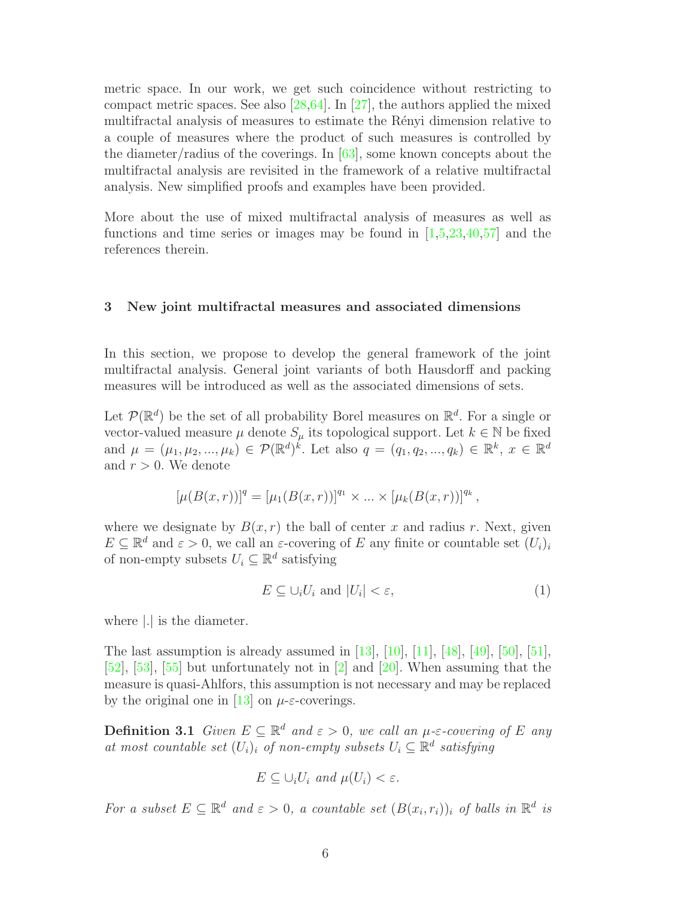metric space. In our work, we get such coincidence without restricting to compact metric spaces. See also [28,64]. In [27], the authors applied the mixed multifractal analysis of measures to estimate the Rényi dimension relative to a couple of measures where the product of such measures is controlled by the diameter/radius of the coverings. In [63], some known concepts about the multifractal analysis are revisited in the framework of a relative multifractal analysis. New simplified proofs and examples have been provided.

More about the use of mixed multifractal analysis of measures as well as functions and time series or images may be found in [1,5,23,40,57] and the references therein.

## 3 New joint multifractal measures and associated dimensions

In this section, we propose to develop the general framework of the joint multifractal analysis. General joint variants of both Hausdorff and packing measures will be introduced as well as the associated dimensions of sets.

Let $\mathcal{P}(\mathbb{R}^d)$ be the set of all probability Borel measures on $\mathbb{R}^d$. For a single or vector-valued measure $\mu$ denote $S_\mu$ its topological support. Let $k \in \mathbb{N}$ be fixed and $\mu = (\mu_1, \mu_2, ..., \mu_k) \in \mathcal{P}(\mathbb{R}^d)^k$. Let also $q = (q_1, q_2, ..., q_k) \in \mathbb{R}^k$, $x \in \mathbb{R}^d$ and $r > 0$. We denote

$$[\mu(B(x,r))]^q = [\mu_1(B(x,r))]^{q_1} \times ... \times [\mu_k(B(x,r))]^{q_k},$$

where we designate by $B(x,r)$ the ball of center $x$ and radius $r$. Next, given $E \subseteq \mathbb{R}^d$ and $\varepsilon > 0$, we call an $\varepsilon$-covering of $E$ any finite or countable set $(U_i)_i$ of non-empty subsets $U_i \subseteq \mathbb{R}^d$ satisfying

$$E \subseteq \cup_i U_i \text{ and } |U_i| < \varepsilon, \tag{1}$$

where $|.|$ is the diameter.

The last assumption is already assumed in [13], [10], [11], [48], [49], [50], [51], [52], [53], [55] but unfortunately not in [2] and [20]. When assuming that the measure is quasi-Ahlfors, this assumption is not necessary and may be replaced by the original one in [13] on $\mu$-$\varepsilon$-coverings.

**Definition 3.1** *Given $E \subseteq \mathbb{R}^d$ and $\varepsilon > 0$, we call an $\mu$-$\varepsilon$-covering of $E$ any at most countable set $(U_i)_i$ of non-empty subsets $U_i \subseteq \mathbb{R}^d$ satisfying*

$$E \subseteq \cup_i U_i \text{ and } \mu(U_i) < \varepsilon.$$

*For a subset $E \subseteq \mathbb{R}^d$ and $\varepsilon > 0$, a countable set $(B(x_i, r_i))_i$ of balls in $\mathbb{R}^d$ is*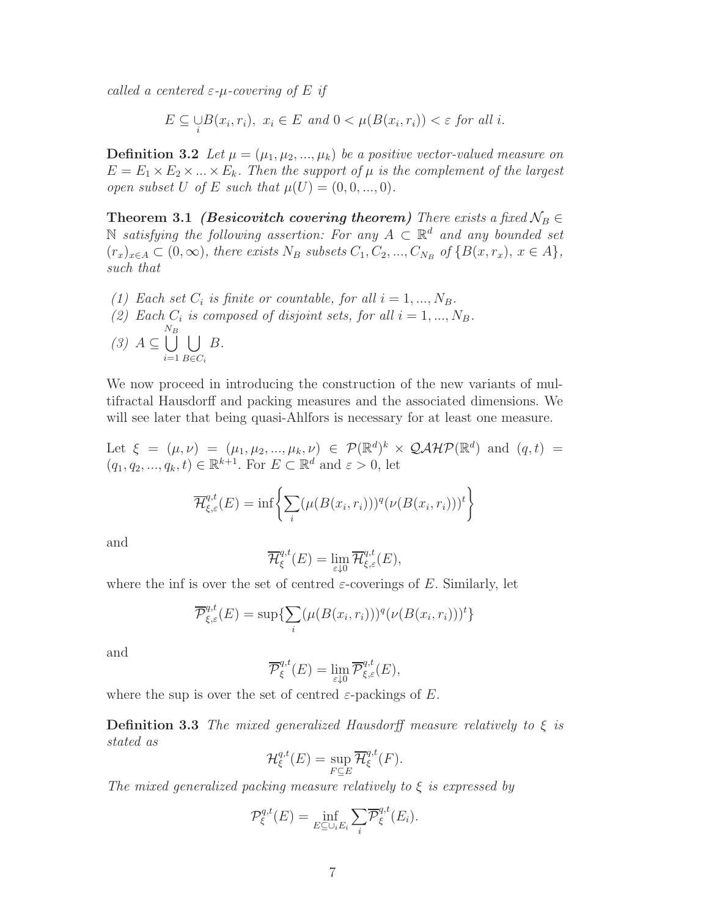*called a centered $\varepsilon$-$\mu$-covering of $E$ if*

$$E \subseteq \underset{i}{\cup} B(x_i, r_i),\ x_i \in E \text{ and } 0 < \mu(B(x_i, r_i)) < \varepsilon \text{ for all } i.$$

**Definition 3.2** *Let $\mu = (\mu_1, \mu_2, ..., \mu_k)$ be a positive vector-valued measure on $E = E_1 \times E_2 \times ... \times E_k$. Then the support of $\mu$ is the complement of the largest open subset $U$ of $E$ such that $\mu(U) = (0, 0, ..., 0)$.*

**Theorem 3.1** ***(Besicovitch covering theorem)*** *There exists a fixed $\mathcal{N}_B \in \mathbb{N}$ satisfying the following assertion: For any $A \subset \mathbb{R}^d$ and any bounded set $(r_x)_{x \in A} \subset (0, \infty)$, there exists $N_B$ subsets $C_1, C_2, ..., C_{N_B}$ of $\{B(x, r_x),\ x \in A\}$, such that*

*(1) Each set $C_i$ is finite or countable, for all $i = 1, ..., N_B$.*
*(2) Each $C_i$ is composed of disjoint sets, for all $i = 1, ..., N_B$.*
*(3) $A \subseteq \bigcup_{i=1}^{N_B} \bigcup_{B \in C_i} B$.*

We now proceed in introducing the construction of the new variants of multifractal Hausdorff and packing measures and the associated dimensions. We will see later that being quasi-Ahlfors is necessary for at least one measure.

Let $\xi = (\mu, \nu) = (\mu_1, \mu_2, ..., \mu_k, \nu) \in \mathcal{P}(\mathbb{R}^d)^k \times \mathcal{QAHP}(\mathbb{R}^d)$ and $(q, t) = (q_1, q_2, ..., q_k, t) \in \mathbb{R}^{k+1}$. For $E \subset \mathbb{R}^d$ and $\varepsilon > 0$, let

$$\overline{\mathcal{H}}^{q,t}_{\xi,\varepsilon}(E) = \inf\left\{\sum_i (\mu(B(x_i, r_i)))^q (\nu(B(x_i, r_i)))^t\right\}$$

and

$$\overline{\mathcal{H}}^{q,t}_{\xi}(E) = \lim_{\varepsilon \downarrow 0} \overline{\mathcal{H}}^{q,t}_{\xi,\varepsilon}(E),$$

where the inf is over the set of centred $\varepsilon$-coverings of $E$. Similarly, let

$$\overline{\mathcal{P}}^{q,t}_{\xi,\varepsilon}(E) = \sup\{\sum_i (\mu(B(x_i, r_i)))^q (\nu(B(x_i, r_i)))^t\}$$

and

$$\overline{\mathcal{P}}^{q,t}_{\xi}(E) = \lim_{\varepsilon \downarrow 0} \overline{\mathcal{P}}^{q,t}_{\xi,\varepsilon}(E),$$

where the sup is over the set of centred $\varepsilon$-packings of $E$.

**Definition 3.3** *The mixed generalized Hausdorff measure relatively to $\xi$ is stated as*

$$\mathcal{H}^{q,t}_{\xi}(E) = \sup_{F \subseteq E} \overline{\mathcal{H}}^{q,t}_{\xi}(F).$$

*The mixed generalized packing measure relatively to $\xi$ is expressed by*

$$\mathcal{P}^{q,t}_{\xi}(E) = \inf_{E \subseteq \cup_i E_i} \sum_i \overline{\mathcal{P}}^{q,t}_{\xi}(E_i).$$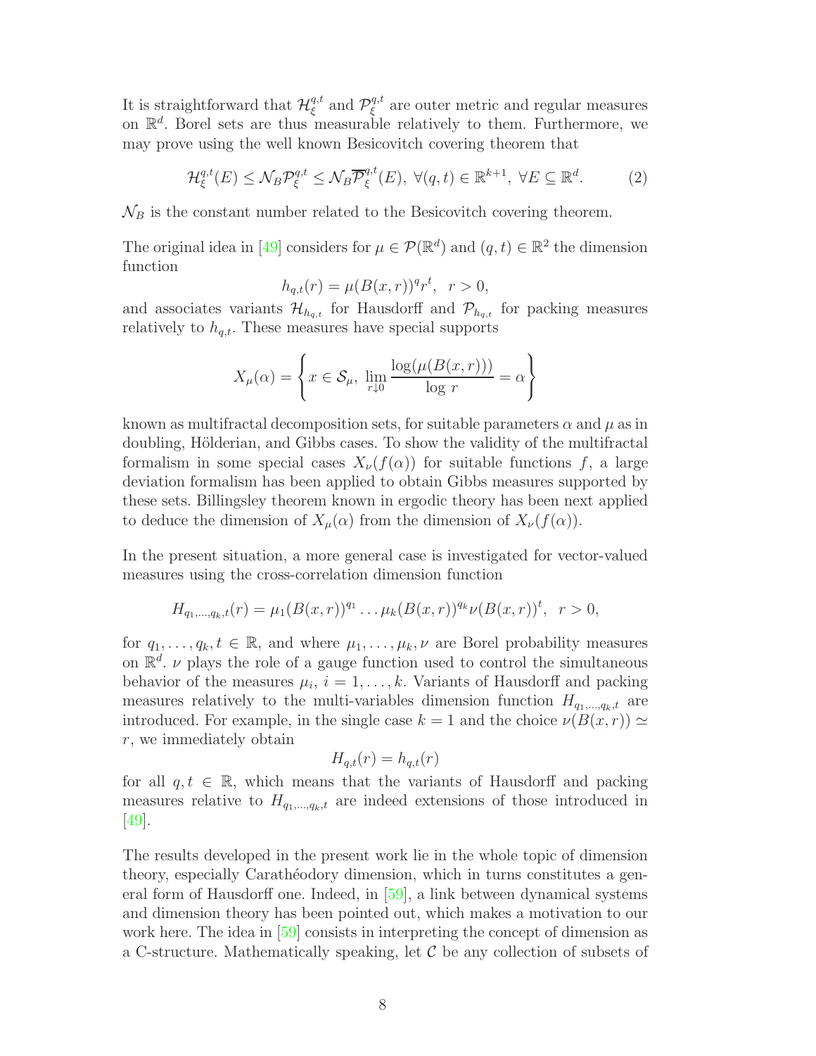It is straightforward that $\mathcal{H}_{\xi}^{q,t}$ and $\mathcal{P}_{\xi}^{q,t}$ are outer metric and regular measures on $\mathbb{R}^d$. Borel sets are thus measurable relatively to them. Furthermore, we may prove using the well known Besicovitch covering theorem that

$$\mathcal{H}_{\xi}^{q,t}(E) \leq \mathcal{N}_B \mathcal{P}_{\xi}^{q,t} \leq \mathcal{N}_B \overline{\mathcal{P}}_{\xi}^{q,t}(E), \ \forall (q,t) \in \mathbb{R}^{k+1}, \ \forall E \subseteq \mathbb{R}^d. \tag{2}$$

$\mathcal{N}_B$ is the constant number related to the Besicovitch covering theorem.

The original idea in [49] considers for $\mu \in \mathcal{P}(\mathbb{R}^d)$ and $(q,t) \in \mathbb{R}^2$ the dimension function

$$h_{q,t}(r) = \mu(B(x,r))^q r^t, \ \ r > 0,$$

and associates variants $\mathcal{H}_{h_{q,t}}$ for Hausdorff and $\mathcal{P}_{h_{q,t}}$ for packing measures relatively to $h_{q,t}$. These measures have special supports

$$X_\mu(\alpha) = \left\{ x \in \mathcal{S}_\mu, \ \lim_{r \downarrow 0} \frac{\log(\mu(B(x,r)))}{\log\, r} = \alpha \right\}$$

known as multifractal decomposition sets, for suitable parameters $\alpha$ and $\mu$ as in doubling, Hölderian, and Gibbs cases. To show the validity of the multifractal formalism in some special cases $X_\nu(f(\alpha))$ for suitable functions $f$, a large deviation formalism has been applied to obtain Gibbs measures supported by these sets. Billingsley theorem known in ergodic theory has been next applied to deduce the dimension of $X_\mu(\alpha)$ from the dimension of $X_\nu(f(\alpha))$.

In the present situation, a more general case is investigated for vector-valued measures using the cross-correlation dimension function

$$H_{q_1,\ldots,q_k,t}(r) = \mu_1(B(x,r))^{q_1} \ldots \mu_k(B(x,r))^{q_k} \nu(B(x,r))^t, \ \ r > 0,$$

for $q_1, \ldots, q_k, t \in \mathbb{R}$, and where $\mu_1, \ldots, \mu_k, \nu$ are Borel probability measures on $\mathbb{R}^d$. $\nu$ plays the role of a gauge function used to control the simultaneous behavior of the measures $\mu_i$, $i = 1, \ldots, k$. Variants of Hausdorff and packing measures relatively to the multi-variables dimension function $H_{q_1,\ldots,q_k,t}$ are introduced. For example, in the single case $k = 1$ and the choice $\nu(B(x,r)) \simeq r$, we immediately obtain

$$H_{q,t}(r) = h_{q,t}(r)$$

for all $q, t \in \mathbb{R}$, which means that the variants of Hausdorff and packing measures relative to $H_{q_1,\ldots,q_k,t}$ are indeed extensions of those introduced in [49].

The results developed in the present work lie in the whole topic of dimension theory, especially Carathéodory dimension, which in turns constitutes a general form of Hausdorff one. Indeed, in [59], a link between dynamical systems and dimension theory has been pointed out, which makes a motivation to our work here. The idea in [59] consists in interpreting the concept of dimension as a C-structure. Mathematically speaking, let $\mathcal{C}$ be any collection of subsets of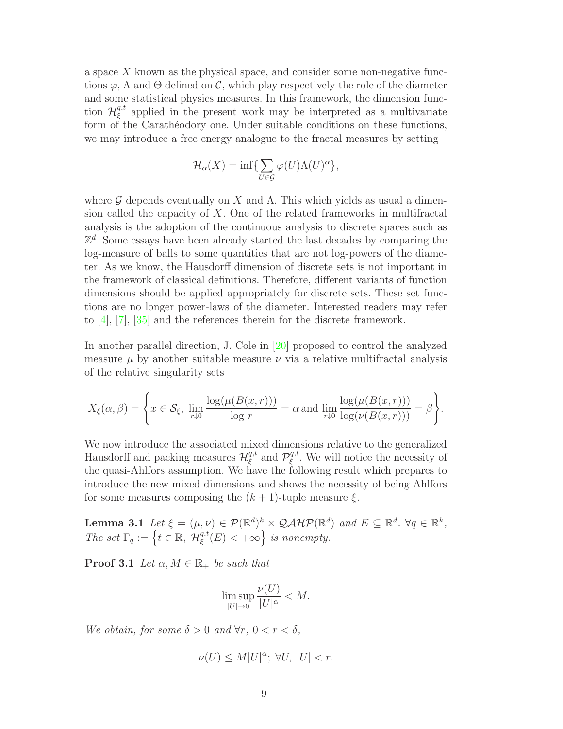a space $X$ known as the physical space, and consider some non-negative functions $\varphi$, $\Lambda$ and $\Theta$ defined on $\mathcal{C}$, which play respectively the role of the diameter and some statistical physics measures. In this framework, the dimension function $\mathcal{H}_\xi^{q,t}$ applied in the present work may be interpreted as a multivariate form of the Carathéodory one. Under suitable conditions on these functions, we may introduce a free energy analogue to the fractal measures by setting

$$\mathcal{H}_\alpha(X) = \inf\{\sum_{U\in\mathcal{G}} \varphi(U)\Lambda(U)^\alpha\},$$

where $\mathcal{G}$ depends eventually on $X$ and $\Lambda$. This which yields as usual a dimension called the capacity of $X$. One of the related frameworks in multifractal analysis is the adoption of the continuous analysis to discrete spaces such as $\mathbb{Z}^d$. Some essays have been already started the last decades by comparing the log-measure of balls to some quantities that are not log-powers of the diameter. As we know, the Hausdorff dimension of discrete sets is not important in the framework of classical definitions. Therefore, different variants of function dimensions should be applied appropriately for discrete sets. These set functions are no longer power-laws of the diameter. Interested readers may refer to [4], [7], [35] and the references therein for the discrete framework.

In another parallel direction, J. Cole in [20] proposed to control the analyzed measure $\mu$ by another suitable measure $\nu$ via a relative multifractal analysis of the relative singularity sets

$$X_\xi(\alpha,\beta) = \left\{ x \in \mathcal{S}_\xi,\ \lim_{r\downarrow 0} \frac{\log(\mu(B(x,r)))}{\log\, r} = \alpha \,\text{and}\, \lim_{r\downarrow 0} \frac{\log(\mu(B(x,r)))}{\log(\nu(B(x,r)))} = \beta \right\}.$$

We now introduce the associated mixed dimensions relative to the generalized Hausdorff and packing measures $\mathcal{H}_\xi^{q,t}$ and $\mathcal{P}_\xi^{q,t}$. We will notice the necessity of the quasi-Ahlfors assumption. We have the following result which prepares to introduce the new mixed dimensions and shows the necessity of being Ahlfors for some measures composing the $(k+1)$-tuple measure $\xi$.

**Lemma 3.1** *Let $\xi = (\mu, \nu) \in \mathcal{P}(\mathbb{R}^d)^k \times \mathcal{QAHP}(\mathbb{R}^d)$ and $E \subseteq \mathbb{R}^d$. $\forall q \in \mathbb{R}^k$, The set $\Gamma_q := \left\{ t \in \mathbb{R},\ \mathcal{H}_\xi^{q,t}(E) < +\infty \right\}$ is nonempty.*

**Proof 3.1** *Let $\alpha, M \in \mathbb{R}_+$ be such that*

$$\limsup_{|U|\to 0} \frac{\nu(U)}{|U|^\alpha} < M.$$

*We obtain, for some $\delta > 0$ and $\forall r,\ 0 < r < \delta$,*

$$\nu(U) \leq M|U|^\alpha;\ \forall U,\ |U| < r.$$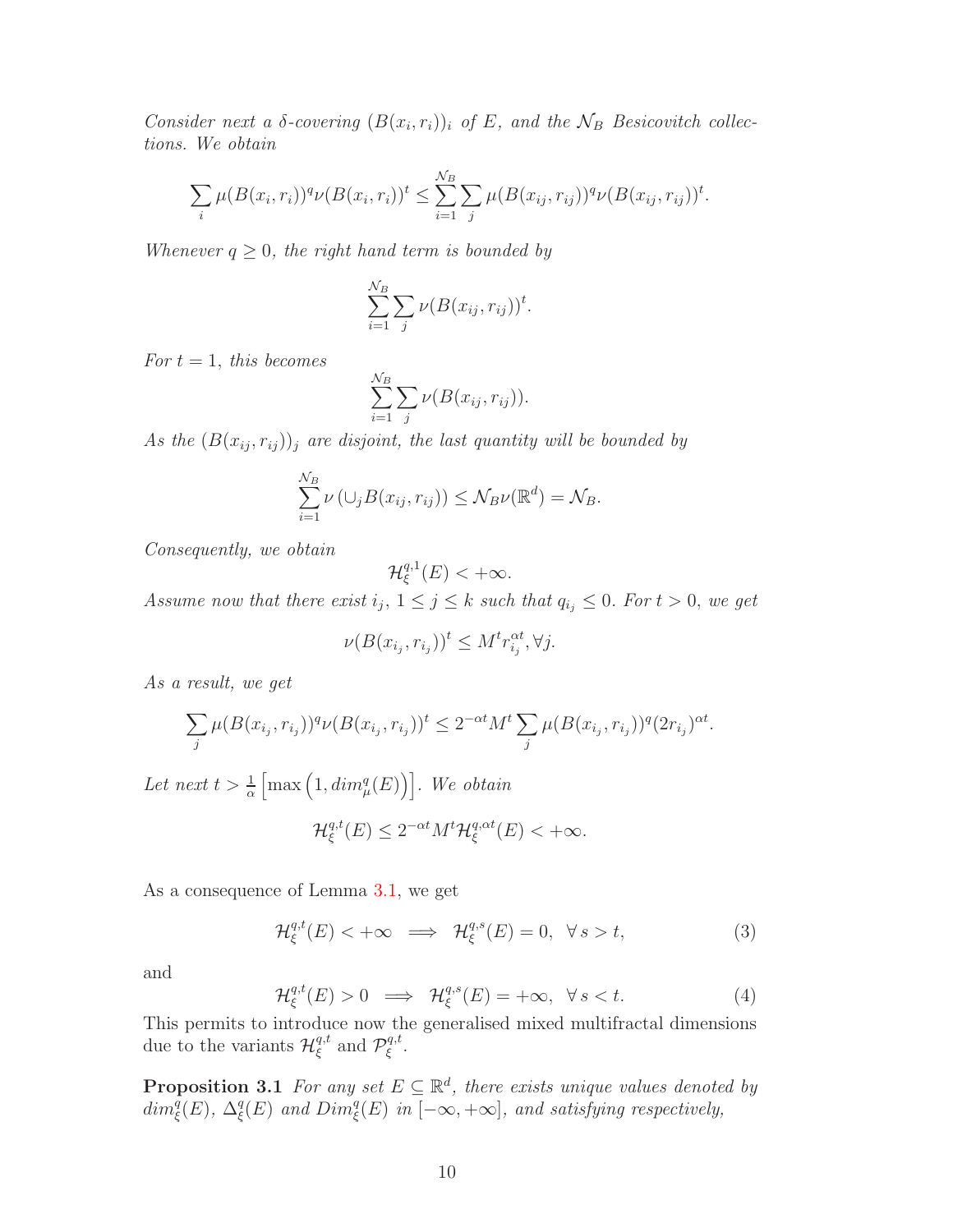*Consider next a $\delta$-covering $(B(x_i, r_i))_i$ of $E$, and the $\mathcal{N}_B$ Besicovitch collections. We obtain*

$$\sum_i \mu(B(x_i, r_i))^q \nu(B(x_i, r_i))^t \leq \sum_{i=1}^{\mathcal{N}_B} \sum_j \mu(B(x_{ij}, r_{ij}))^q \nu(B(x_{ij}, r_{ij}))^t.$$

*Whenever $q \geq 0$, the right hand term is bounded by*

$$\sum_{i=1}^{\mathcal{N}_B} \sum_j \nu(B(x_{ij}, r_{ij}))^t.$$

*For $t = 1$, this becomes*

$$\sum_{i=1}^{\mathcal{N}_B} \sum_j \nu(B(x_{ij}, r_{ij})).$$

*As the $(B(x_{ij}, r_{ij}))_j$ are disjoint, the last quantity will be bounded by*

$$\sum_{i=1}^{\mathcal{N}_B} \nu\left(\cup_j B(x_{ij}, r_{ij})\right) \leq \mathcal{N}_B \nu(\mathbb{R}^d) = \mathcal{N}_B.$$

*Consequently, we obtain*

$$\mathcal{H}_\xi^{q,1}(E) < +\infty.$$

*Assume now that there exist $i_j$, $1 \leq j \leq k$ such that $q_{i_j} \leq 0$. For $t > 0$, we get*

$$\nu(B(x_{i_j}, r_{i_j}))^t \leq M^t r_{i_j}^{\alpha t}, \forall j.$$

*As a result, we get*

$$\sum_j \mu(B(x_{i_j}, r_{i_j}))^q \nu(B(x_{i_j}, r_{i_j}))^t \leq 2^{-\alpha t} M^t \sum_j \mu(B(x_{i_j}, r_{i_j}))^q (2r_{i_j})^{\alpha t}.$$

*Let next $t > \frac{1}{\alpha}\left[\max\left(1, dim_\mu^q(E)\right)\right]$. We obtain*

$$\mathcal{H}_\xi^{q,t}(E) \leq 2^{-\alpha t} M^t \mathcal{H}_\xi^{q,\alpha t}(E) < +\infty.$$

As a consequence of Lemma 3.1, we get

$$\mathcal{H}_\xi^{q,t}(E) < +\infty \implies \mathcal{H}_\xi^{q,s}(E) = 0, \ \ \forall\, s > t, \tag{3}$$

and

$$\mathcal{H}_\xi^{q,t}(E) > 0 \implies \mathcal{H}_\xi^{q,s}(E) = +\infty, \ \ \forall\, s < t. \tag{4}$$

This permits to introduce now the generalised mixed multifractal dimensions due to the variants $\mathcal{H}_\xi^{q,t}$ and $\mathcal{P}_\xi^{q,t}$.

**Proposition 3.1** *For any set $E \subseteq \mathbb{R}^d$, there exists unique values denoted by $dim_\xi^q(E)$, $\Delta_\xi^q(E)$ and $Dim_\xi^q(E)$ in $[-\infty, +\infty]$, and satisfying respectively,*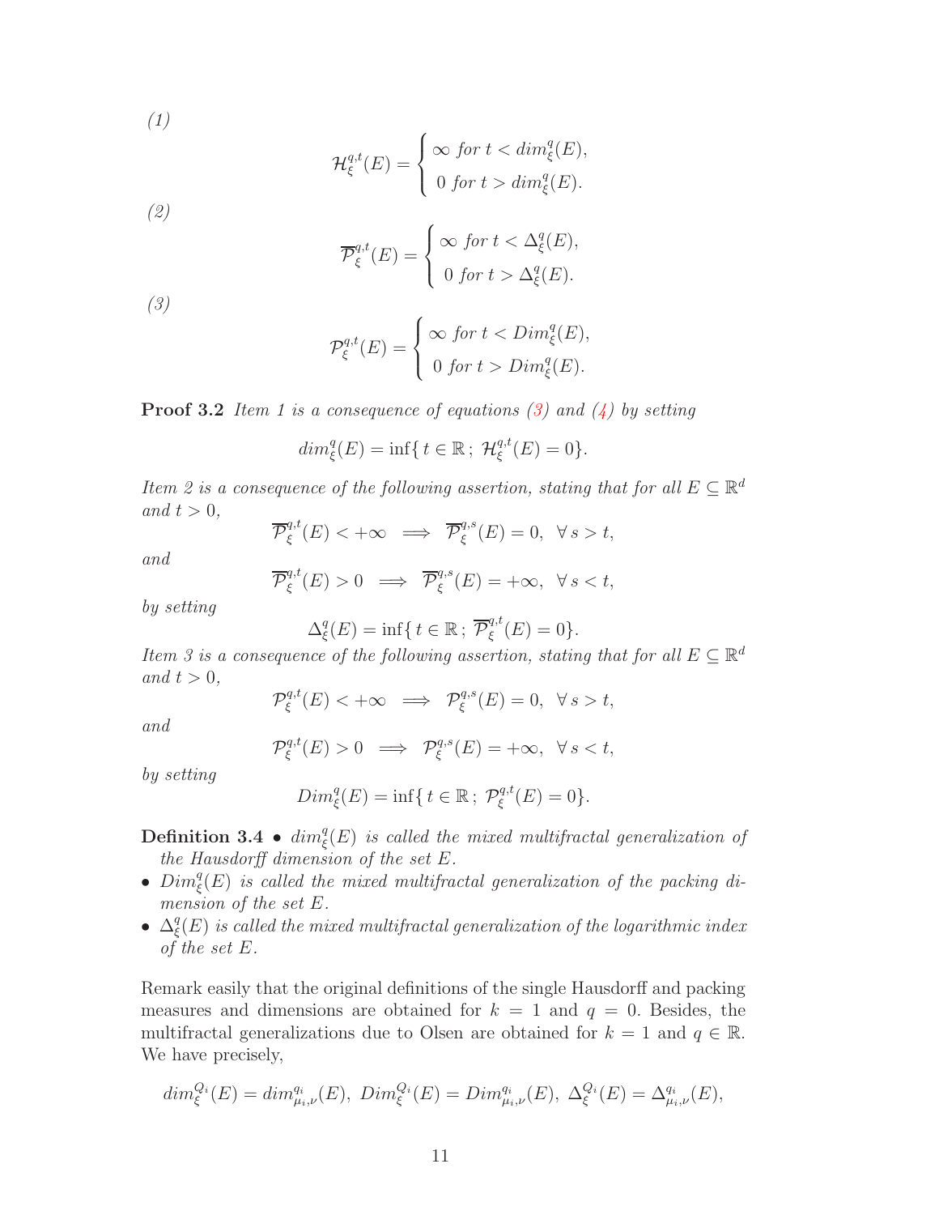*(1)*

$$\mathcal{H}_\xi^{q,t}(E) = \begin{cases} \infty \text{ for } t < dim_\xi^q(E), \\ 0 \text{ for } t > dim_\xi^q(E). \end{cases}$$

*(2)*

$$\overline{\mathcal{P}}_\xi^{q,t}(E) = \begin{cases} \infty \text{ for } t < \Delta_\xi^q(E), \\ 0 \text{ for } t > \Delta_\xi^q(E). \end{cases}$$

*(3)*

$$\mathcal{P}_\xi^{q,t}(E) = \begin{cases} \infty \text{ for } t < Dim_\xi^q(E), \\ 0 \text{ for } t > Dim_\xi^q(E). \end{cases}$$

**Proof 3.2** *Item 1 is a consequence of equations (3) and (4) by setting*

$$dim_\xi^q(E) = \inf\{\, t \in \mathbb{R} \,;\; \mathcal{H}_\xi^{q,t}(E) = 0\}.$$

*Item 2 is a consequence of the following assertion, stating that for all $E \subseteq \mathbb{R}^d$ and $t > 0$,*

$$\overline{\mathcal{P}}_\xi^{q,t}(E) < +\infty \implies \overline{\mathcal{P}}_\xi^{q,s}(E) = 0, \;\; \forall\, s > t,$$

*and*

$$\overline{\mathcal{P}}_\xi^{q,t}(E) > 0 \implies \overline{\mathcal{P}}_\xi^{q,s}(E) = +\infty, \;\; \forall\, s < t,$$

*by setting*

$$\Delta_\xi^q(E) = \inf\{\, t \in \mathbb{R} \,;\; \overline{\mathcal{P}}_\xi^{q,t}(E) = 0\}.$$

*Item 3 is a consequence of the following assertion, stating that for all $E \subseteq \mathbb{R}^d$ and $t > 0$,*

$$\mathcal{P}_\xi^{q,t}(E) < +\infty \implies \mathcal{P}_\xi^{q,s}(E) = 0, \;\; \forall\, s > t,$$

*and*

$$\mathcal{P}_\xi^{q,t}(E) > 0 \implies \mathcal{P}_\xi^{q,s}(E) = +\infty, \;\; \forall\, s < t,$$

*by setting*

$$Dim_\xi^q(E) = \inf\{\, t \in \mathbb{R} \,;\; \mathcal{P}_\xi^{q,t}(E) = 0\}.$$

**Definition 3.4**
- *$dim_\xi^q(E)$ is called the mixed multifractal generalization of the Hausdorff dimension of the set $E$.*
- *$Dim_\xi^q(E)$ is called the mixed multifractal generalization of the packing dimension of the set $E$.*
- *$\Delta_\xi^q(E)$ is called the mixed multifractal generalization of the logarithmic index of the set $E$.*

Remark easily that the original definitions of the single Hausdorff and packing measures and dimensions are obtained for $k = 1$ and $q = 0$. Besides, the multifractal generalizations due to Olsen are obtained for $k = 1$ and $q \in \mathbb{R}$. We have precisely,

$$dim_\xi^{Q_i}(E) = dim_{\mu_i,\nu}^{q_i}(E),\; Dim_\xi^{Q_i}(E) = Dim_{\mu_i,\nu}^{q_i}(E),\; \Delta_\xi^{Q_i}(E) = \Delta_{\mu_i,\nu}^{q_i}(E),$$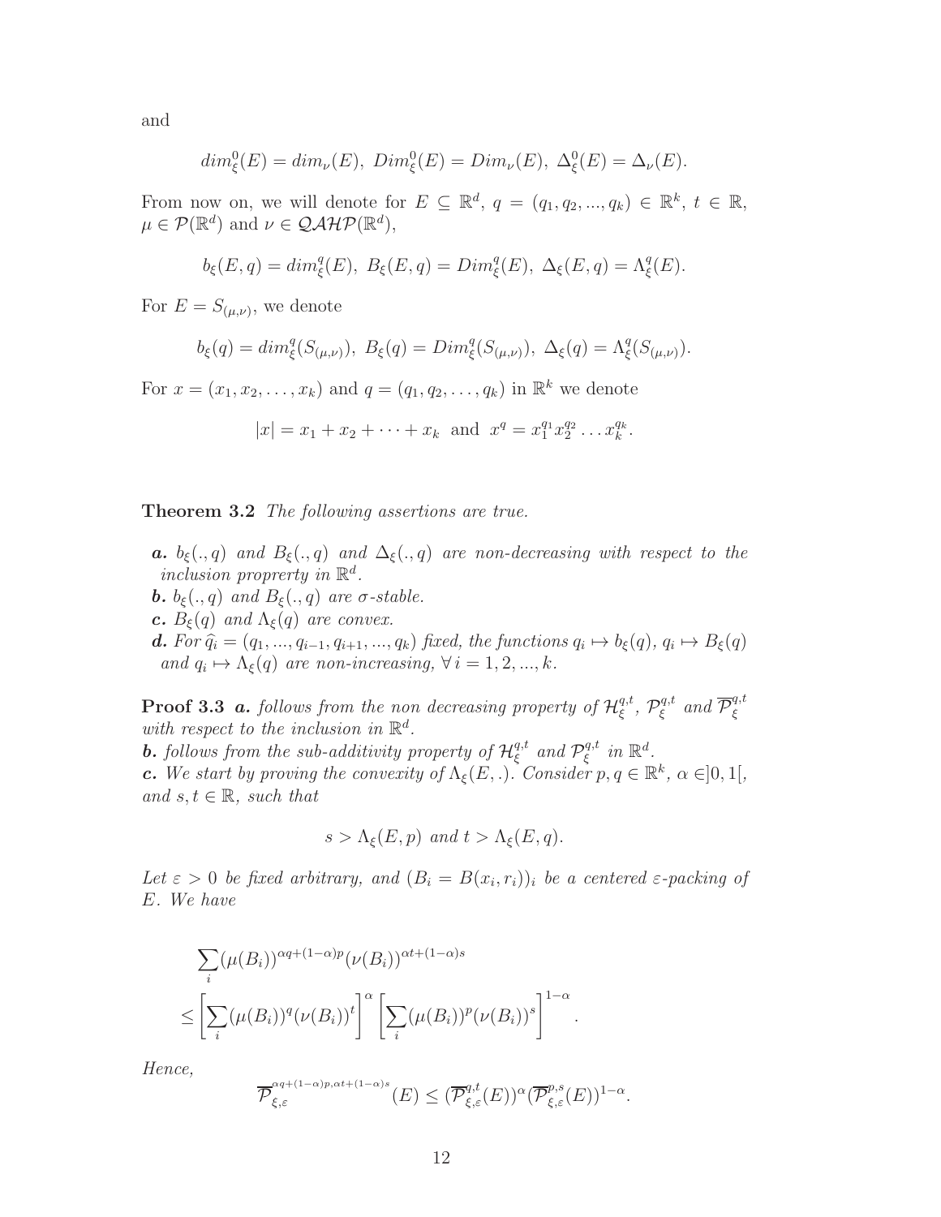and

$$dim_\xi^0(E) = dim_\nu(E),\ Dim_\xi^0(E) = Dim_\nu(E),\ \Delta_\xi^0(E) = \Delta_\nu(E).$$

From now on, we will denote for $E \subseteq \mathbb{R}^d$, $q = (q_1, q_2, ..., q_k) \in \mathbb{R}^k$, $t \in \mathbb{R}$, $\mu \in \mathcal{P}(\mathbb{R}^d)$ and $\nu \in \mathcal{QAHP}(\mathbb{R}^d)$,

$$b_\xi(E,q) = dim_\xi^q(E),\ B_\xi(E,q) = Dim_\xi^q(E),\ \Delta_\xi(E,q) = \Lambda_\xi^q(E).$$

For $E = S_{(\mu,\nu)}$, we denote

$$b_\xi(q) = dim_\xi^q(S_{(\mu,\nu)}),\ B_\xi(q) = Dim_\xi^q(S_{(\mu,\nu)}),\ \Delta_\xi(q) = \Lambda_\xi^q(S_{(\mu,\nu)}).$$

For $x = (x_1, x_2, \ldots, x_k)$ and $q = (q_1, q_2, \ldots, q_k)$ in $\mathbb{R}^k$ we denote

$$|x| = x_1 + x_2 + \cdots + x_k \text{ and } x^q = x_1^{q_1} x_2^{q_2} \ldots x_k^{q_k}.$$

**Theorem 3.2** *The following assertions are true.*

- ***a.*** *$b_\xi(.,q)$ and $B_\xi(.,q)$ and $\Delta_\xi(.,q)$ are non-decreasing with respect to the inclusion proprerty in $\mathbb{R}^d$.*
- ***b.*** *$b_\xi(.,q)$ and $B_\xi(.,q)$ are $\sigma$-stable.*
- ***c.*** *$B_\xi(q)$ and $\Lambda_\xi(q)$ are convex.*
- ***d.*** *For $\widehat{q}_i = (q_1, ..., q_{i-1}, q_{i+1}, ..., q_k)$ fixed, the functions $q_i \mapsto b_\xi(q)$, $q_i \mapsto B_\xi(q)$ and $q_i \mapsto \Lambda_\xi(q)$ are non-increasing, $\forall\, i = 1, 2, ..., k$.*

**Proof 3.3** ***a.*** *follows from the non decreasing property of $\mathcal{H}_\xi^{q,t}$, $\mathcal{P}_\xi^{q,t}$ and $\overline{\mathcal{P}}_\xi^{q,t}$ with respect to the inclusion in $\mathbb{R}^d$.*
***b.*** *follows from the sub-additivity property of $\mathcal{H}_\xi^{q,t}$ and $\mathcal{P}_\xi^{q,t}$ in $\mathbb{R}^d$.*
***c.*** *We start by proving the convexity of $\Lambda_\xi(E,.)$. Consider $p, q \in \mathbb{R}^k$, $\alpha \in ]0,1[$, and $s, t \in \mathbb{R}$, such that*

$$s > \Lambda_\xi(E,p) \text{ and } t > \Lambda_\xi(E,q).$$

*Let $\varepsilon > 0$ be fixed arbitrary, and $(B_i = B(x_i, r_i))_i$ be a centered $\varepsilon$-packing of $E$. We have*

$$\begin{aligned}
&\sum_i (\mu(B_i))^{\alpha q + (1-\alpha)p} (\nu(B_i))^{\alpha t + (1-\alpha)s} \\
&\leq \left[\sum_i (\mu(B_i))^q (\nu(B_i))^t\right]^\alpha \left[\sum_i (\mu(B_i))^p (\nu(B_i))^s\right]^{1-\alpha}.
\end{aligned}$$

*Hence,*

$$\overline{\mathcal{P}}_{\xi,\varepsilon}^{\alpha q+(1-\alpha)p,\alpha t+(1-\alpha)s}(E) \leq (\overline{\mathcal{P}}_{\xi,\varepsilon}^{q,t}(E))^\alpha (\overline{\mathcal{P}}_{\xi,\varepsilon}^{p,s}(E))^{1-\alpha}.$$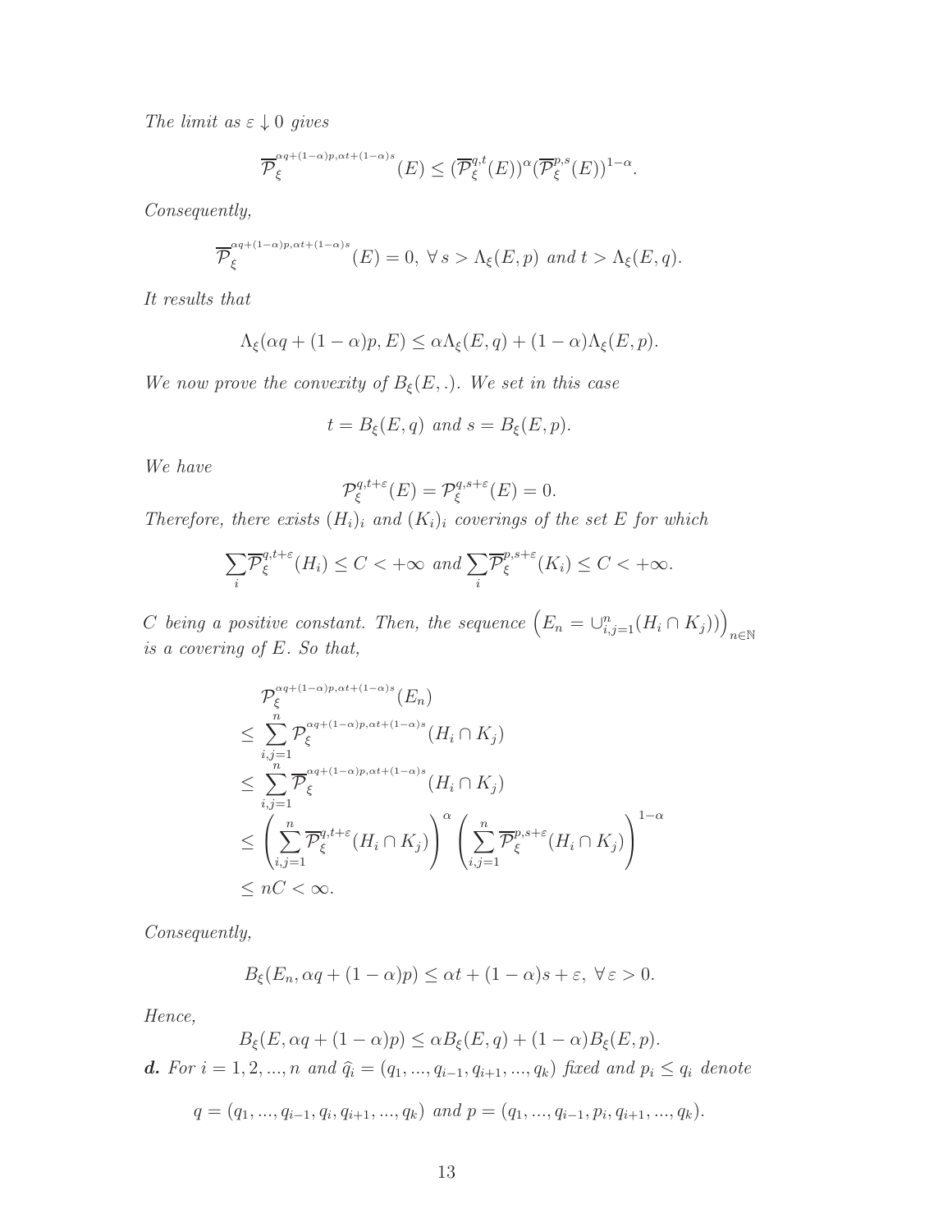*The limit as $\varepsilon \downarrow 0$ gives*

$$\overline{\mathcal{P}}_{\xi}^{\alpha q+(1-\alpha)p,\alpha t+(1-\alpha)s}(E) \leq (\overline{\mathcal{P}}_{\xi}^{q,t}(E))^{\alpha}(\overline{\mathcal{P}}_{\xi}^{p,s}(E))^{1-\alpha}.$$

*Consequently,*

$$\overline{\mathcal{P}}_{\xi}^{\alpha q+(1-\alpha)p,\alpha t+(1-\alpha)s}(E) = 0,\ \forall\, s > \Lambda_{\xi}(E,p) \text{ and } t > \Lambda_{\xi}(E,q).$$

*It results that*

$$\Lambda_{\xi}(\alpha q + (1-\alpha)p, E) \leq \alpha\Lambda_{\xi}(E,q) + (1-\alpha)\Lambda_{\xi}(E,p).$$

*We now prove the convexity of $B_{\xi}(E,.)$. We set in this case*

$$t = B_{\xi}(E,q) \text{ and } s = B_{\xi}(E,p).$$

*We have*

$$\mathcal{P}_{\xi}^{q,t+\varepsilon}(E) = \mathcal{P}_{\xi}^{q,s+\varepsilon}(E) = 0.$$

*Therefore, there exists $(H_i)_i$ and $(K_i)_i$ coverings of the set $E$ for which*

$$\sum_i \overline{\mathcal{P}}_{\xi}^{q,t+\varepsilon}(H_i) \leq C < +\infty \text{ and } \sum_i \overline{\mathcal{P}}_{\xi}^{p,s+\varepsilon}(K_i) \leq C < +\infty.$$

*$C$ being a positive constant. Then, the sequence $\left(E_n = \cup_{i,j=1}^{n}(H_i \cap K_j))\right)_{n\in\mathbb{N}}$ is a covering of $E$. So that,*

$$\begin{aligned}
&\mathcal{P}_{\xi}^{\alpha q+(1-\alpha)p,\alpha t+(1-\alpha)s}(E_n) \\
&\leq \sum_{i,j=1}^{n} \mathcal{P}_{\xi}^{\alpha q+(1-\alpha)p,\alpha t+(1-\alpha)s}(H_i \cap K_j) \\
&\leq \sum_{i,j=1}^{n} \overline{\mathcal{P}}_{\xi}^{\alpha q+(1-\alpha)p,\alpha t+(1-\alpha)s}(H_i \cap K_j) \\
&\leq \left(\sum_{i,j=1}^{n} \overline{\mathcal{P}}_{\xi}^{q,t+\varepsilon}(H_i \cap K_j)\right)^{\alpha} \left(\sum_{i,j=1}^{n} \overline{\mathcal{P}}_{\xi}^{p,s+\varepsilon}(H_i \cap K_j)\right)^{1-\alpha} \\
&\leq nC < \infty.
\end{aligned}$$

*Consequently,*

$$B_{\xi}(E_n, \alpha q + (1-\alpha)p) \leq \alpha t + (1-\alpha)s + \varepsilon,\ \forall\, \varepsilon > 0.$$

*Hence,*

$$B_{\xi}(E, \alpha q + (1-\alpha)p) \leq \alpha B_{\xi}(E,q) + (1-\alpha)B_{\xi}(E,p).$$

***d.*** *For $i = 1, 2, ..., n$ and $\widehat{q}_i = (q_1, ..., q_{i-1}, q_{i+1}, ..., q_k)$ fixed and $p_i \leq q_i$ denote*

$$q = (q_1, ..., q_{i-1}, q_i, q_{i+1}, ..., q_k) \text{ and } p = (q_1, ..., q_{i-1}, p_i, q_{i+1}, ..., q_k).$$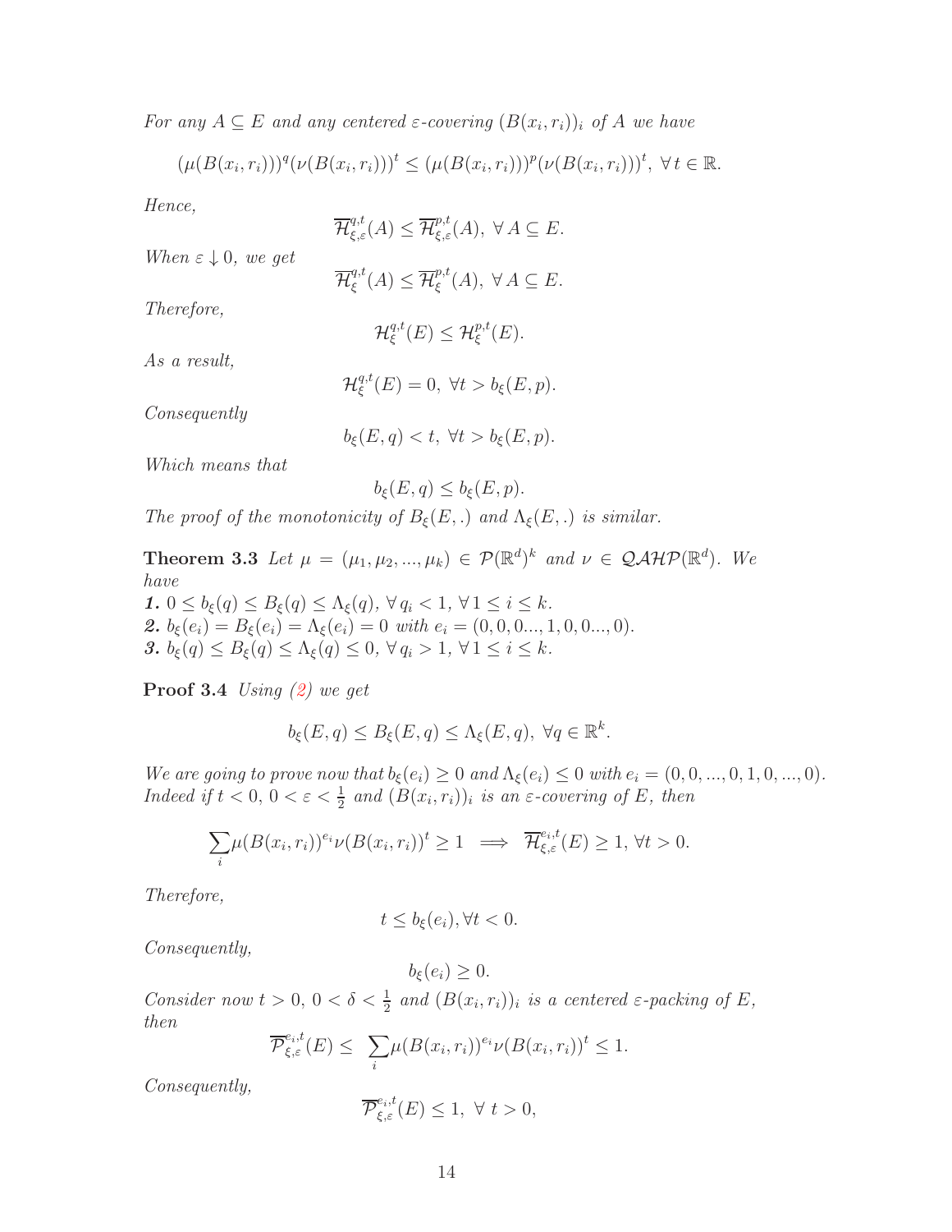*For any $A \subseteq E$ and any centered $\varepsilon$-covering $(B(x_i, r_i))_i$ of $A$ we have*

$$(\mu(B(x_i, r_i)))^q (\nu(B(x_i, r_i)))^t \leq (\mu(B(x_i, r_i)))^p (\nu(B(x_i, r_i)))^t, \ \forall\, t \in \mathbb{R}.$$

*Hence,*

$$\overline{\mathcal{H}}^{q,t}_{\xi,\varepsilon}(A) \leq \overline{\mathcal{H}}^{p,t}_{\xi,\varepsilon}(A), \ \forall\, A \subseteq E.$$

*When $\varepsilon \downarrow 0$, we get*

$$\overline{\mathcal{H}}^{q,t}_{\xi}(A) \leq \overline{\mathcal{H}}^{p,t}_{\xi}(A), \ \forall\, A \subseteq E.$$

*Therefore,*

$$\mathcal{H}^{q,t}_{\xi}(E) \leq \mathcal{H}^{p,t}_{\xi}(E).$$

*As a result,*

$$\mathcal{H}^{q,t}_{\xi}(E) = 0, \ \forall t > b_\xi(E,p).$$

*Consequently*

$$b_\xi(E,q) < t, \ \forall t > b_\xi(E,p).$$

*Which means that*

$$b_\xi(E,q) \leq b_\xi(E,p).$$

*The proof of the monotonicity of $B_\xi(E,.)$ and $\Lambda_\xi(E,.)$ is similar.*

**Theorem 3.3** *Let $\mu = (\mu_1, \mu_2, ..., \mu_k) \in \mathcal{P}(\mathbb{R}^d)^k$ and $\nu \in \mathcal{QAHP}(\mathbb{R}^d)$. We have*

***1.*** *$0 \leq b_\xi(q) \leq B_\xi(q) \leq \Lambda_\xi(q), \ \forall\, q_i < 1, \ \forall\, 1 \leq i \leq k.$*

***2.*** *$b_\xi(e_i) = B_\xi(e_i) = \Lambda_\xi(e_i) = 0$ with $e_i = (0, 0, 0..., 1, 0, 0..., 0)$.*

***3.*** *$b_\xi(q) \leq B_\xi(q) \leq \Lambda_\xi(q) \leq 0, \ \forall\, q_i > 1, \ \forall\, 1 \leq i \leq k.$*

**Proof 3.4** *Using (2) we get*

$$b_\xi(E,q) \leq B_\xi(E,q) \leq \Lambda_\xi(E,q), \ \forall q \in \mathbb{R}^k.$$

*We are going to prove now that $b_\xi(e_i) \geq 0$ and $\Lambda_\xi(e_i) \leq 0$ with $e_i = (0, 0, ..., 0, 1, 0, ..., 0)$. Indeed if $t < 0$, $0 < \varepsilon < \frac{1}{2}$ and $(B(x_i, r_i))_i$ is an $\varepsilon$-covering of $E$, then*

$$\sum_i \mu(B(x_i, r_i))^{e_i} \nu(B(x_i, r_i))^t \geq 1 \implies \overline{\mathcal{H}}^{e_i,t}_{\xi,\varepsilon}(E) \geq 1, \ \forall t > 0.$$

*Therefore,*

$$t \leq b_\xi(e_i), \forall t < 0.$$

*Consequently,*

$$b_\xi(e_i) \geq 0.$$

*Consider now $t > 0$, $0 < \delta < \frac{1}{2}$ and $(B(x_i, r_i))_i$ is a centered $\varepsilon$-packing of $E$, then*

$$\overline{\mathcal{P}}^{e_i,t}_{\xi,\varepsilon}(E) \leq \sum_i \mu(B(x_i, r_i))^{e_i} \nu(B(x_i, r_i))^t \leq 1.$$

*Consequently,*

$$\overline{\mathcal{P}}^{e_i,t}_{\xi,\varepsilon}(E) \leq 1, \ \forall\ t > 0,$$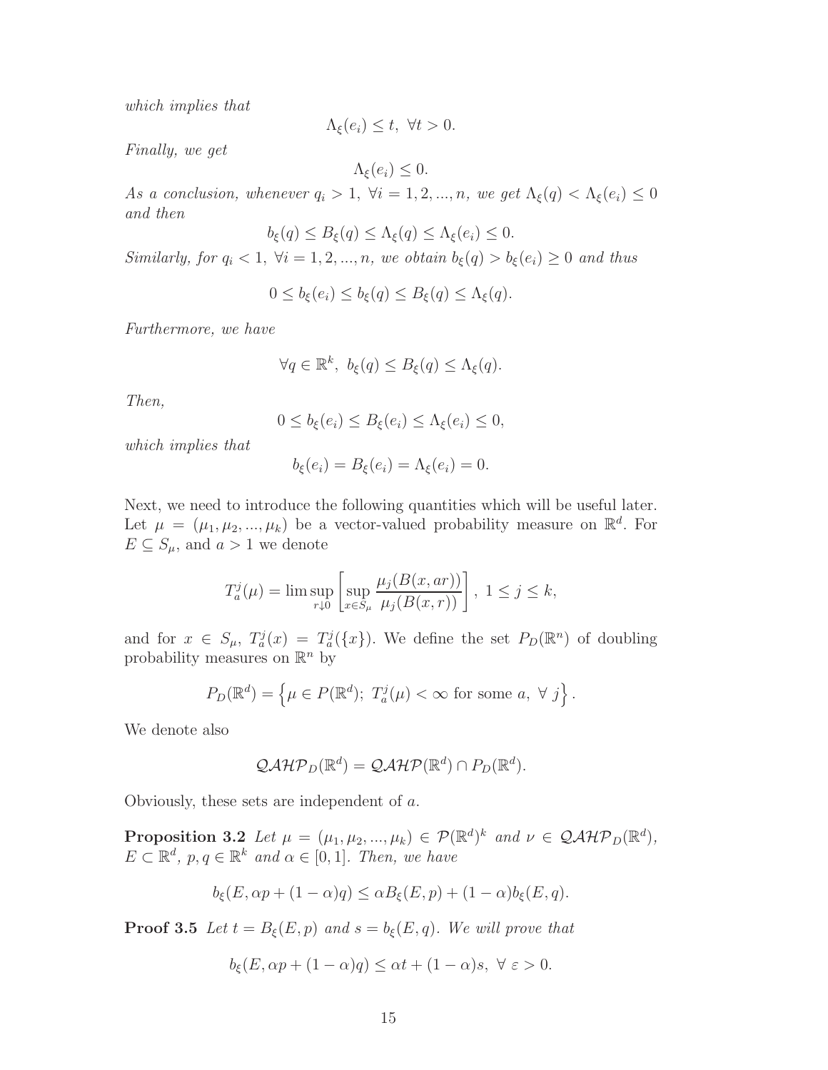*which implies that*

$$\Lambda_\xi(e_i) \leq t, \ \forall t > 0.$$

*Finally, we get*

$$\Lambda_\xi(e_i) \leq 0.$$

*As a conclusion, whenever* $q_i > 1, \ \forall i = 1, 2, ..., n,$ *we get* $\Lambda_\xi(q) < \Lambda_\xi(e_i) \leq 0$ *and then*

$$b_\xi(q) \leq B_\xi(q) \leq \Lambda_\xi(q) \leq \Lambda_\xi(e_i) \leq 0.$$

*Similarly, for* $q_i < 1, \ \forall i = 1, 2, ..., n,$ *we obtain* $b_\xi(q) > b_\xi(e_i) \geq 0$ *and thus*

$$0 \leq b_\xi(e_i) \leq b_\xi(q) \leq B_\xi(q) \leq \Lambda_\xi(q).$$

*Furthermore, we have*

$$\forall q \in \mathbb{R}^k, \ b_\xi(q) \leq B_\xi(q) \leq \Lambda_\xi(q).$$

*Then,*

$$0 \leq b_\xi(e_i) \leq B_\xi(e_i) \leq \Lambda_\xi(e_i) \leq 0,$$

*which implies that*

$$b_\xi(e_i) = B_\xi(e_i) = \Lambda_\xi(e_i) = 0.$$

Next, we need to introduce the following quantities which will be useful later. Let $\mu = (\mu_1, \mu_2, ..., \mu_k)$ be a vector-valued probability measure on $\mathbb{R}^d$. For $E \subseteq S_\mu$, and $a > 1$ we denote

$$T_a^j(\mu) = \limsup_{r \downarrow 0} \left[ \sup_{x \in S_\mu} \frac{\mu_j(B(x, ar))}{\mu_j(B(x, r))} \right], \ 1 \leq j \leq k,$$

and for $x \in S_\mu$, $T_a^j(x) = T_a^j(\{x\})$. We define the set $P_D(\mathbb{R}^n)$ of doubling probability measures on $\mathbb{R}^n$ by

$$P_D(\mathbb{R}^d) = \left\{ \mu \in P(\mathbb{R}^d); \ T_a^j(\mu) < \infty \text{ for some } a, \ \forall \ j \right\}.$$

We denote also

$$\mathcal{QAHP}_D(\mathbb{R}^d) = \mathcal{QAHP}(\mathbb{R}^d) \cap P_D(\mathbb{R}^d).$$

Obviously, these sets are independent of $a$.

**Proposition 3.2** *Let* $\mu = (\mu_1, \mu_2, ..., \mu_k) \in \mathcal{P}(\mathbb{R}^d)^k$ *and* $\nu \in \mathcal{QAHP}_D(\mathbb{R}^d)$, $E \subset \mathbb{R}^d$, $p, q \in \mathbb{R}^k$ *and* $\alpha \in [0, 1]$. *Then, we have*

$$b_\xi(E, \alpha p + (1 - \alpha)q) \leq \alpha B_\xi(E, p) + (1 - \alpha) b_\xi(E, q).$$

**Proof 3.5** *Let* $t = B_\xi(E, p)$ *and* $s = b_\xi(E, q)$. *We will prove that*

$$b_\xi(E, \alpha p + (1 - \alpha)q) \leq \alpha t + (1 - \alpha)s, \ \forall \ \varepsilon > 0.$$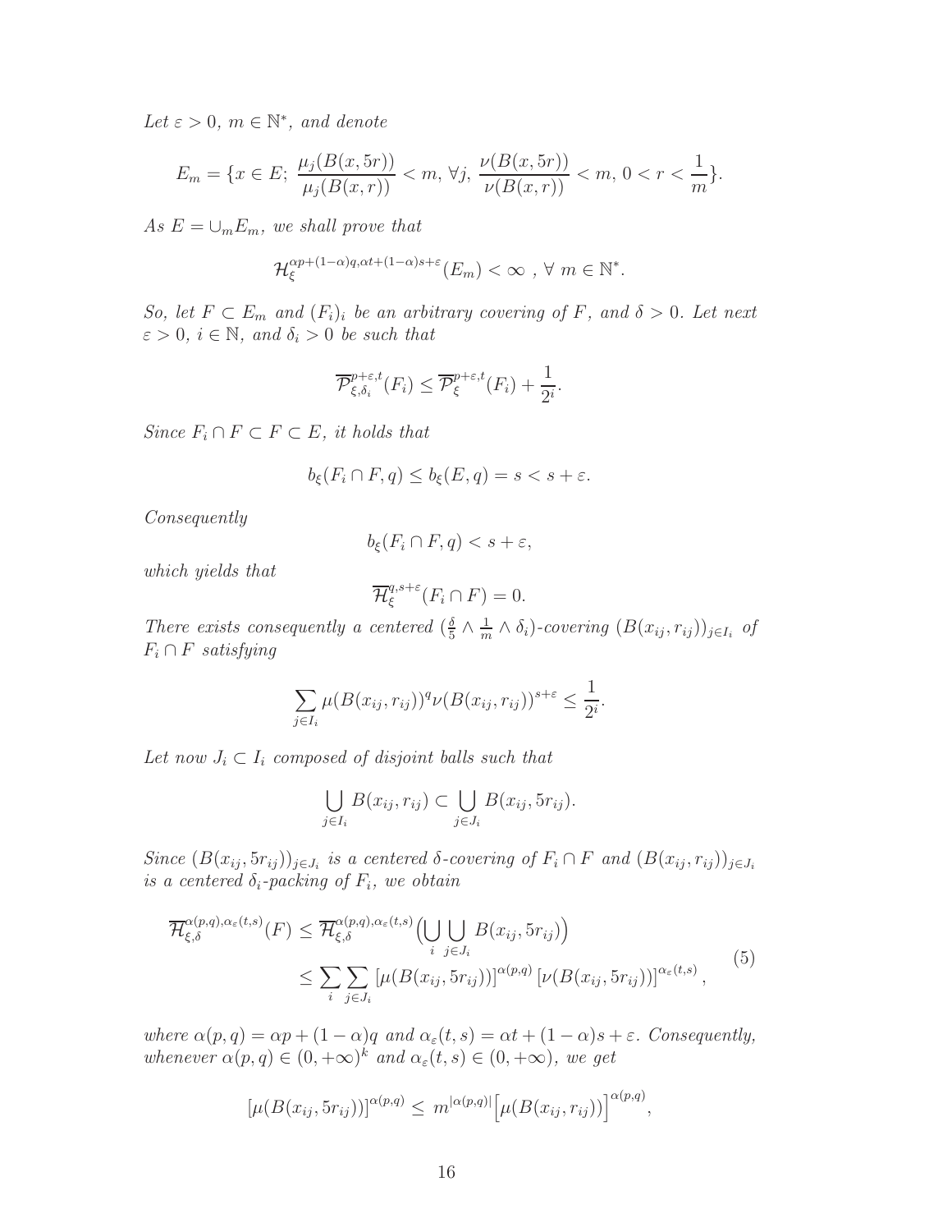*Let $\varepsilon > 0$, $m \in \mathbb{N}^*$, and denote*

$$E_m = \{x \in E;\ \frac{\mu_j(B(x,5r))}{\mu_j(B(x,r))} < m,\ \forall j,\ \frac{\nu(B(x,5r))}{\nu(B(x,r))} < m,\ 0 < r < \frac{1}{m}\}.$$

*As $E = \cup_m E_m$, we shall prove that*

$$\mathcal{H}_\xi^{\alpha p + (1-\alpha)q, \alpha t + (1-\alpha)s + \varepsilon}(E_m) < \infty\ ,\ \forall\ m \in \mathbb{N}^*.$$

*So, let $F \subset E_m$ and $(F_i)_i$ be an arbitrary covering of $F$, and $\delta > 0$. Let next $\varepsilon > 0$, $i \in \mathbb{N}$, and $\delta_i > 0$ be such that*

$$\overline{\mathcal{P}}_{\xi,\delta_i}^{p+\varepsilon,t}(F_i) \leq \overline{\mathcal{P}}_{\xi}^{p+\varepsilon,t}(F_i) + \frac{1}{2^i}.$$

*Since $F_i \cap F \subset F \subset E$, it holds that*

$$b_\xi(F_i \cap F, q) \leq b_\xi(E, q) = s < s + \varepsilon.$$

*Consequently*

$$b_\xi(F_i \cap F, q) < s + \varepsilon,$$

*which yields that*

$$\overline{\mathcal{H}}_\xi^{q,s+\varepsilon}(F_i \cap F) = 0.$$

*There exists consequently a centered $(\frac{\delta}{5} \wedge \frac{1}{m} \wedge \delta_i)$-covering $(B(x_{ij}, r_{ij}))_{j \in I_i}$ of $F_i \cap F$ satisfying*

$$\sum_{j \in I_i} \mu(B(x_{ij}, r_{ij}))^q \nu(B(x_{ij}, r_{ij}))^{s+\varepsilon} \leq \frac{1}{2^i}.$$

*Let now $J_i \subset I_i$ composed of disjoint balls such that*

$$\bigcup_{j \in I_i} B(x_{ij}, r_{ij}) \subset \bigcup_{j \in J_i} B(x_{ij}, 5r_{ij}).$$

*Since $(B(x_{ij}, 5r_{ij}))_{j \in J_i}$ is a centered $\delta$-covering of $F_i \cap F$ and $(B(x_{ij}, r_{ij}))_{j \in J_i}$ is a centered $\delta_i$-packing of $F_i$, we obtain*

$$\begin{aligned}
\overline{\mathcal{H}}_{\xi,\delta}^{\alpha(p,q),\alpha_\varepsilon(t,s)}(F) &\leq \overline{\mathcal{H}}_{\xi,\delta}^{\alpha(p,q),\alpha_\varepsilon(t,s)}\Big(\bigcup_i \bigcup_{j \in J_i} B(x_{ij}, 5r_{ij})\Big) \\
&\leq \sum_i \sum_{j \in J_i} \left[\mu(B(x_{ij}, 5r_{ij}))\right]^{\alpha(p,q)} \left[\nu(B(x_{ij}, 5r_{ij}))\right]^{\alpha_\varepsilon(t,s)},
\end{aligned} \tag{5}$$

*where $\alpha(p,q) = \alpha p + (1-\alpha)q$ and $\alpha_\varepsilon(t,s) = \alpha t + (1-\alpha)s + \varepsilon$. Consequently, whenever $\alpha(p,q) \in (0,+\infty)^k$ and $\alpha_\varepsilon(t,s) \in (0,+\infty)$, we get*

$$\left[\mu(B(x_{ij}, 5r_{ij}))\right]^{\alpha(p,q)} \leq\ m^{|\alpha(p,q)|}\Big[\mu(B(x_{ij}, r_{ij}))\Big]^{\alpha(p,q)},$$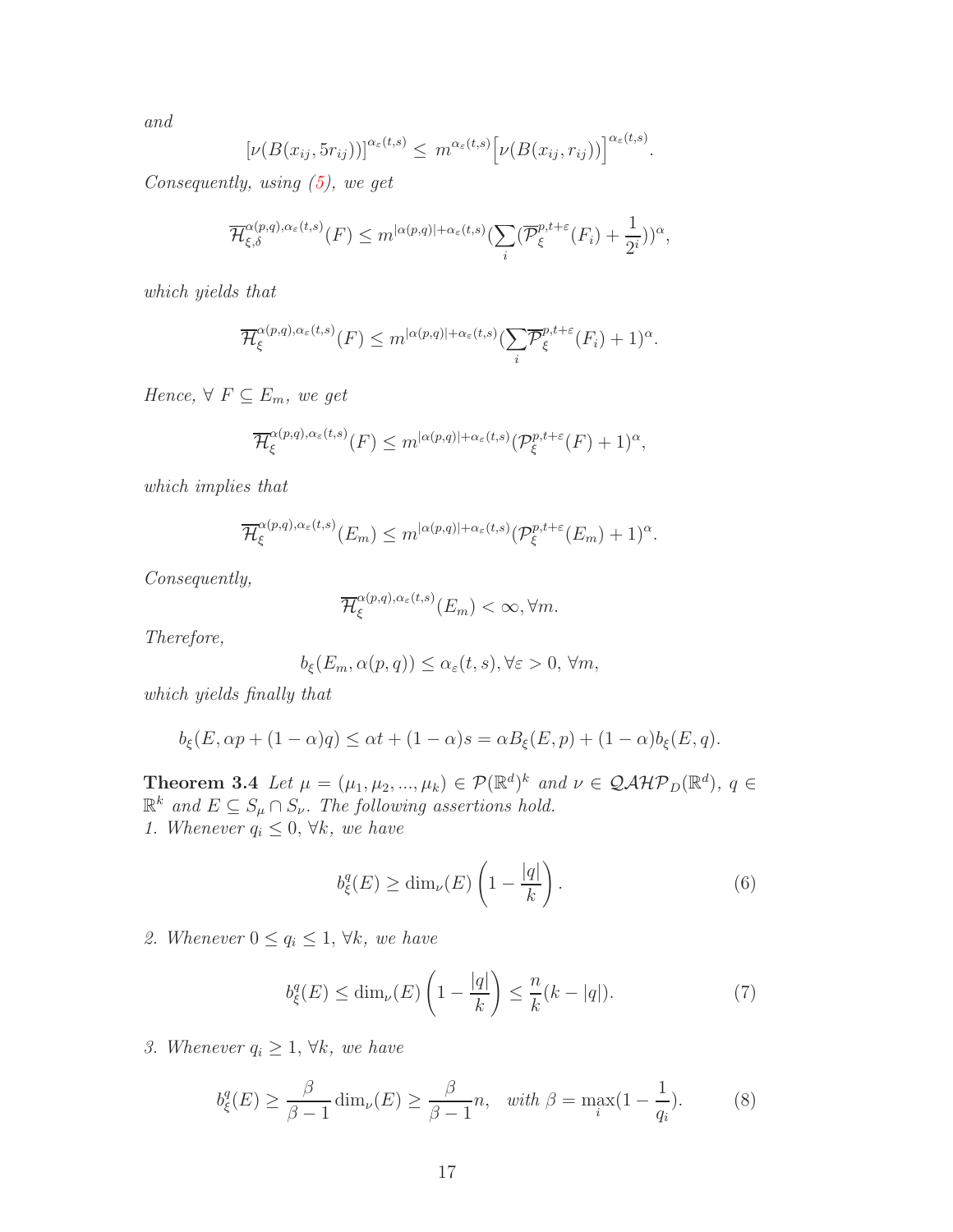*and*

$$\big[\nu(B(x_{ij},5r_{ij}))\big]^{\alpha_\varepsilon(t,s)} \leq\ m^{\alpha_\varepsilon(t,s)}\Big[\nu(B(x_{ij},r_{ij}))\Big]^{\alpha_\varepsilon(t,s)}.$$

*Consequently, using (5), we get*

$$\overline{\mathcal{H}}^{\alpha(p,q),\alpha_\varepsilon(t,s)}_{\xi,\delta}(F) \leq m^{|\alpha(p,q)|+\alpha_\varepsilon(t,s)}(\sum_i(\overline{\mathcal{P}}^{p,t+\varepsilon}_\xi(F_i)+\frac{1}{2^i}))^{\alpha},$$

*which yields that*

$$\overline{\mathcal{H}}^{\alpha(p,q),\alpha_\varepsilon(t,s)}_{\xi}(F) \leq m^{|\alpha(p,q)|+\alpha_\varepsilon(t,s)}(\sum_i\overline{\mathcal{P}}^{p,t+\varepsilon}_\xi(F_i)+1)^{\alpha}.$$

*Hence, $\forall\ F\subseteq E_m$, we get*

$$\overline{\mathcal{H}}^{\alpha(p,q),\alpha_\varepsilon(t,s)}_{\xi}(F) \leq m^{|\alpha(p,q)|+\alpha_\varepsilon(t,s)}(\mathcal{P}^{p,t+\varepsilon}_\xi(F)+1)^{\alpha},$$

*which implies that*

$$\overline{\mathcal{H}}^{\alpha(p,q),\alpha_\varepsilon(t,s)}_{\xi}(E_m) \leq m^{|\alpha(p,q)|+\alpha_\varepsilon(t,s)}(\mathcal{P}^{p,t+\varepsilon}_\xi(E_m)+1)^{\alpha}.$$

*Consequently,*

$$\overline{\mathcal{H}}^{\alpha(p,q),\alpha_\varepsilon(t,s)}_{\xi}(E_m)<\infty, \forall m.$$

*Therefore,*

$$b_\xi(E_m,\alpha(p,q))\leq\alpha_\varepsilon(t,s), \forall\varepsilon>0,\ \forall m,$$

*which yields finally that*

$$b_\xi(E,\alpha p+(1-\alpha)q)\leq\alpha t+(1-\alpha)s=\alpha B_\xi(E,p)+(1-\alpha)b_\xi(E,q).$$

**Theorem 3.4** *Let $\mu=(\mu_1,\mu_2,...,\mu_k)\in\mathcal{P}(\mathbb{R}^d)^k$ and $\nu\in\mathcal{QAHP}_D(\mathbb{R}^d)$, $q\in\mathbb{R}^k$ and $E\subseteq S_\mu\cap S_\nu$. The following assertions hold.*
*1. Whenever $q_i\leq 0$, $\forall k$, we have*

$$b^q_\xi(E)\geq\dim_\nu(E)\left(1-\frac{|q|}{k}\right). \tag{6}$$

*2. Whenever $0\leq q_i\leq 1$, $\forall k$, we have*

$$b^q_\xi(E)\leq\dim_\nu(E)\left(1-\frac{|q|}{k}\right)\leq\frac{n}{k}(k-|q|). \tag{7}$$

*3. Whenever $q_i\geq 1$, $\forall k$, we have*

$$b^q_\xi(E)\geq\frac{\beta}{\beta-1}\dim_\nu(E)\geq\frac{\beta}{\beta-1}n,\quad \text{with } \beta=\max_i(1-\frac{1}{q_i}). \tag{8}$$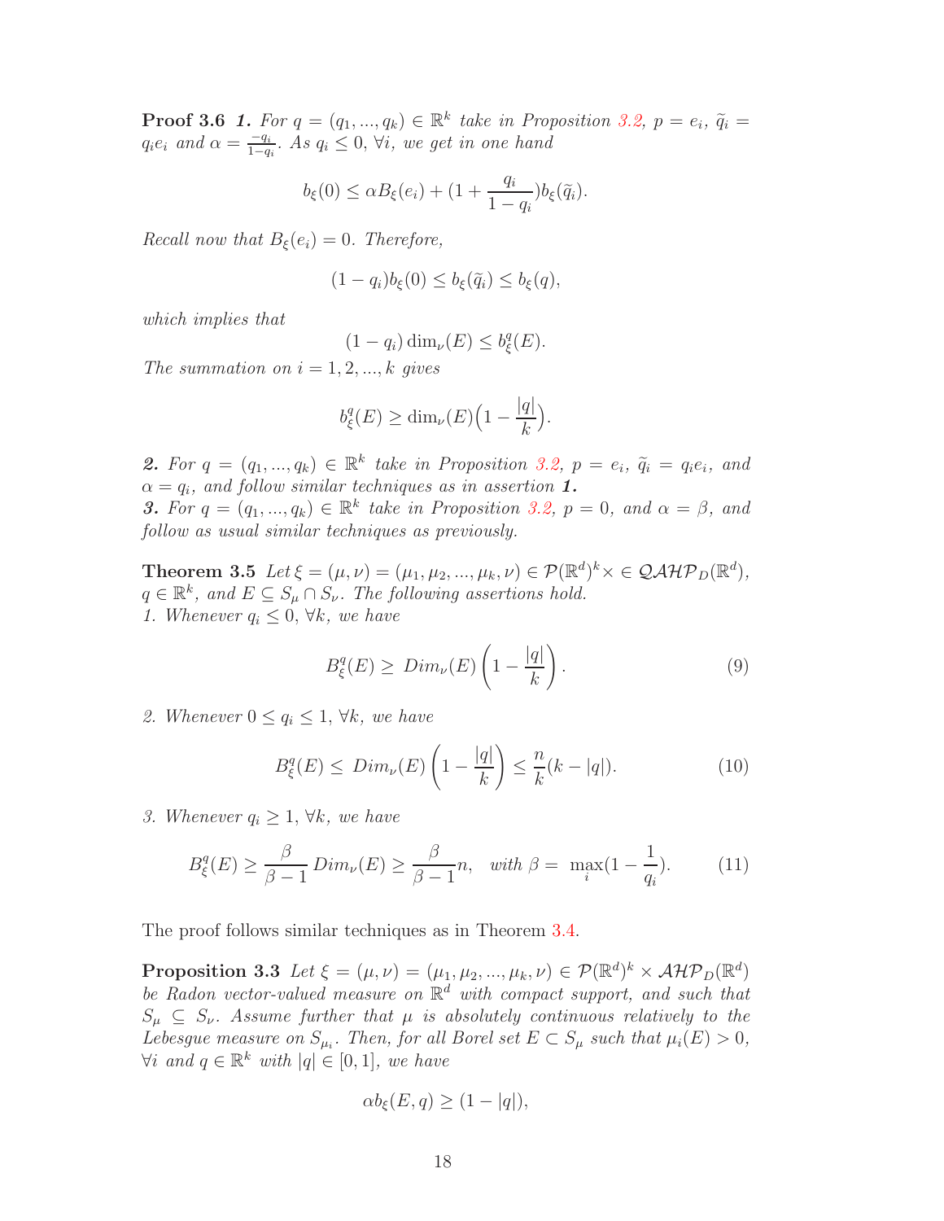**Proof 3.6** ***1.*** *For $q = (q_1, ..., q_k) \in \mathbb{R}^k$ take in Proposition 3.2, $p = e_i$, $\widetilde{q}_i = q_i e_i$ and $\alpha = \frac{-q_i}{1-q_i}$. As $q_i \leq 0$, $\forall i$, we get in one hand*

$$b_\xi(0) \leq \alpha B_\xi(e_i) + (1 + \frac{q_i}{1-q_i}) b_\xi(\widetilde{q}_i).$$

*Recall now that $B_\xi(e_i) = 0$. Therefore,*

$$(1 - q_i) b_\xi(0) \leq b_\xi(\widetilde{q}_i) \leq b_\xi(q),$$

*which implies that*

$$(1 - q_i) \dim_\nu(E) \leq b_\xi^q(E).$$

*The summation on $i = 1, 2, ..., k$ gives*

$$b_\xi^q(E) \geq \dim_\nu(E)\Big(1 - \frac{|q|}{k}\Big).$$

***2.*** *For $q = (q_1, ..., q_k) \in \mathbb{R}^k$ take in Proposition 3.2, $p = e_i$, $\widetilde{q}_i = q_i e_i$, and $\alpha = q_i$, and follow similar techniques as in assertion **1.***
***3.*** *For $q = (q_1, ..., q_k) \in \mathbb{R}^k$ take in Proposition 3.2, $p = 0$, and $\alpha = \beta$, and follow as usual similar techniques as previously.*

**Theorem 3.5** *Let $\xi = (\mu, \nu) = (\mu_1, \mu_2, ..., \mu_k, \nu) \in \mathcal{P}(\mathbb{R}^d)^k \times \in \mathcal{QAHP}_D(\mathbb{R}^d)$, $q \in \mathbb{R}^k$, and $E \subseteq S_\mu \cap S_\nu$. The following assertions hold.*
*1. Whenever $q_i \leq 0$, $\forall k$, we have*

$$B_\xi^q(E) \geq \ Dim_\nu(E) \left(1 - \frac{|q|}{k}\right). \tag{9}$$

*2. Whenever $0 \leq q_i \leq 1$, $\forall k$, we have*

$$B_\xi^q(E) \leq \ Dim_\nu(E) \left(1 - \frac{|q|}{k}\right) \leq \frac{n}{k}(k - |q|). \tag{10}$$

*3. Whenever $q_i \geq 1$, $\forall k$, we have*

$$B_\xi^q(E) \geq \frac{\beta}{\beta - 1} \, Dim_\nu(E) \geq \frac{\beta}{\beta - 1} n, \quad \text{with } \beta = \ \max_i(1 - \frac{1}{q_i}). \tag{11}$$

The proof follows similar techniques as in Theorem 3.4.

**Proposition 3.3** *Let $\xi = (\mu, \nu) = (\mu_1, \mu_2, ..., \mu_k, \nu) \in \mathcal{P}(\mathbb{R}^d)^k \times \mathcal{AHP}_D(\mathbb{R}^d)$ be Radon vector-valued measure on $\mathbb{R}^d$ with compact support, and such that $S_\mu \subseteq S_\nu$. Assume further that $\mu$ is absolutely continuous relatively to the Lebesgue measure on $S_{\mu_i}$. Then, for all Borel set $E \subset S_\mu$ such that $\mu_i(E) > 0$, $\forall i$ and $q \in \mathbb{R}^k$ with $|q| \in [0, 1]$, we have*

$$\alpha b_\xi(E, q) \geq (1 - |q|),$$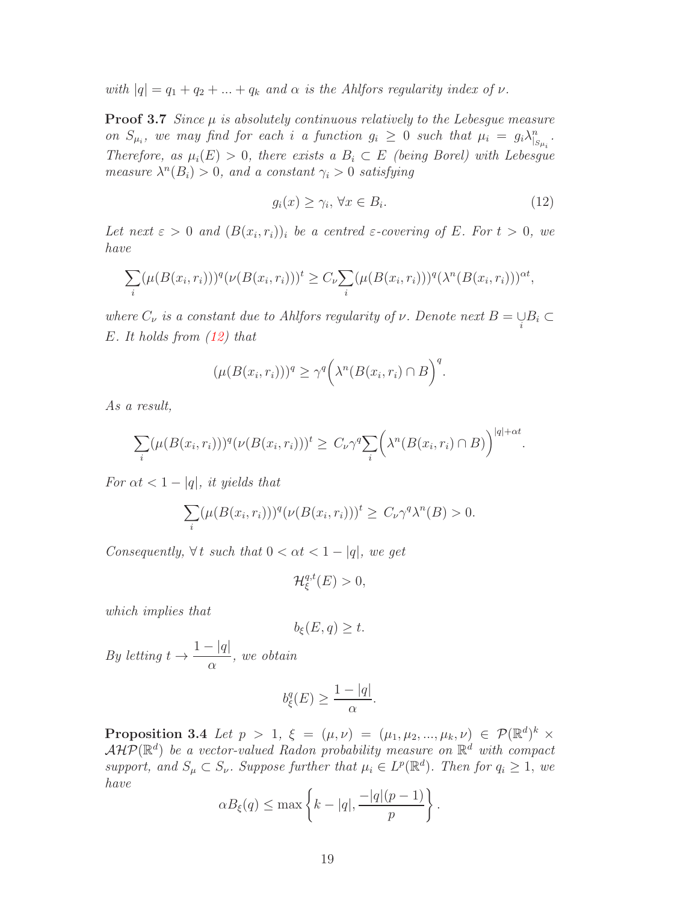*with* $|q| = q_1 + q_2 + ... + q_k$ *and* $\alpha$ *is the Ahlfors regularity index of* $\nu$.

**Proof 3.7** *Since* $\mu$ *is absolutely continuous relatively to the Lebesgue measure on* $S_{\mu_i}$*, we may find for each* $i$ *a function* $g_i \geq 0$ *such that* $\mu_i = g_i \lambda^n_{|_{S_{\mu_i}}}$*. Therefore, as* $\mu_i(E) > 0$*, there exists a* $B_i \subset E$ *(being Borel) with Lebesgue measure* $\lambda^n(B_i) > 0$*, and a constant* $\gamma_i > 0$ *satisfying*

$$g_i(x) \geq \gamma_i, \, \forall x \in B_i. \tag{12}$$

*Let next* $\varepsilon > 0$ *and* $(B(x_i, r_i))_i$ *be a centred* $\varepsilon$*-covering of* $E$*. For* $t > 0$*, we have*

$$\sum_i (\mu(B(x_i, r_i)))^q (\nu(B(x_i, r_i)))^t \geq C_\nu \sum_i (\mu(B(x_i, r_i)))^q (\lambda^n(B(x_i, r_i)))^{\alpha t},$$

*where* $C_\nu$ *is a constant due to Ahlfors regularity of* $\nu$*. Denote next* $B = \bigcup_i B_i \subset E$*. It holds from (12) that*

$$(\mu(B(x_i, r_i)))^q \geq \gamma^q \Big( \lambda^n(B(x_i, r_i) \cap B \Big)^q.$$

*As a result,*

$$\sum_i (\mu(B(x_i, r_i)))^q (\nu(B(x_i, r_i)))^t \geq \, C_\nu \gamma^q \sum_i \Big( \lambda^n(B(x_i, r_i) \cap B) \Big)^{|q| + \alpha t}.$$

*For* $\alpha t < 1 - |q|$*, it yields that*

$$\sum_i (\mu(B(x_i, r_i)))^q (\nu(B(x_i, r_i)))^t \geq \, C_\nu \gamma^q \lambda^n(B) > 0.$$

*Consequently,* $\forall \, t$ *such that* $0 < \alpha t < 1 - |q|$*, we get*

$$\mathcal{H}^{q,t}_\xi(E) > 0,$$

*which implies that*

$$b_\xi(E, q) \geq t.$$

*By letting* $t \to \dfrac{1 - |q|}{\alpha}$*, we obtain*

$$b^q_\xi(E) \geq \frac{1 - |q|}{\alpha}.$$

**Proposition 3.4** *Let* $p > 1$*,* $\xi = (\mu, \nu) = (\mu_1, \mu_2, ..., \mu_k, \nu) \in \mathcal{P}(\mathbb{R}^d)^k \times \mathcal{AHP}(\mathbb{R}^d)$ *be a vector-valued Radon probability measure on* $\mathbb{R}^d$ *with compact support, and* $S_\mu \subset S_\nu$*. Suppose further that* $\mu_i \in L^p(\mathbb{R}^d)$*. Then for* $q_i \geq 1$*, we have*

$$\alpha B_\xi(q) \leq \max \left\{ k - |q|, \frac{-|q|(p-1)}{p} \right\}.$$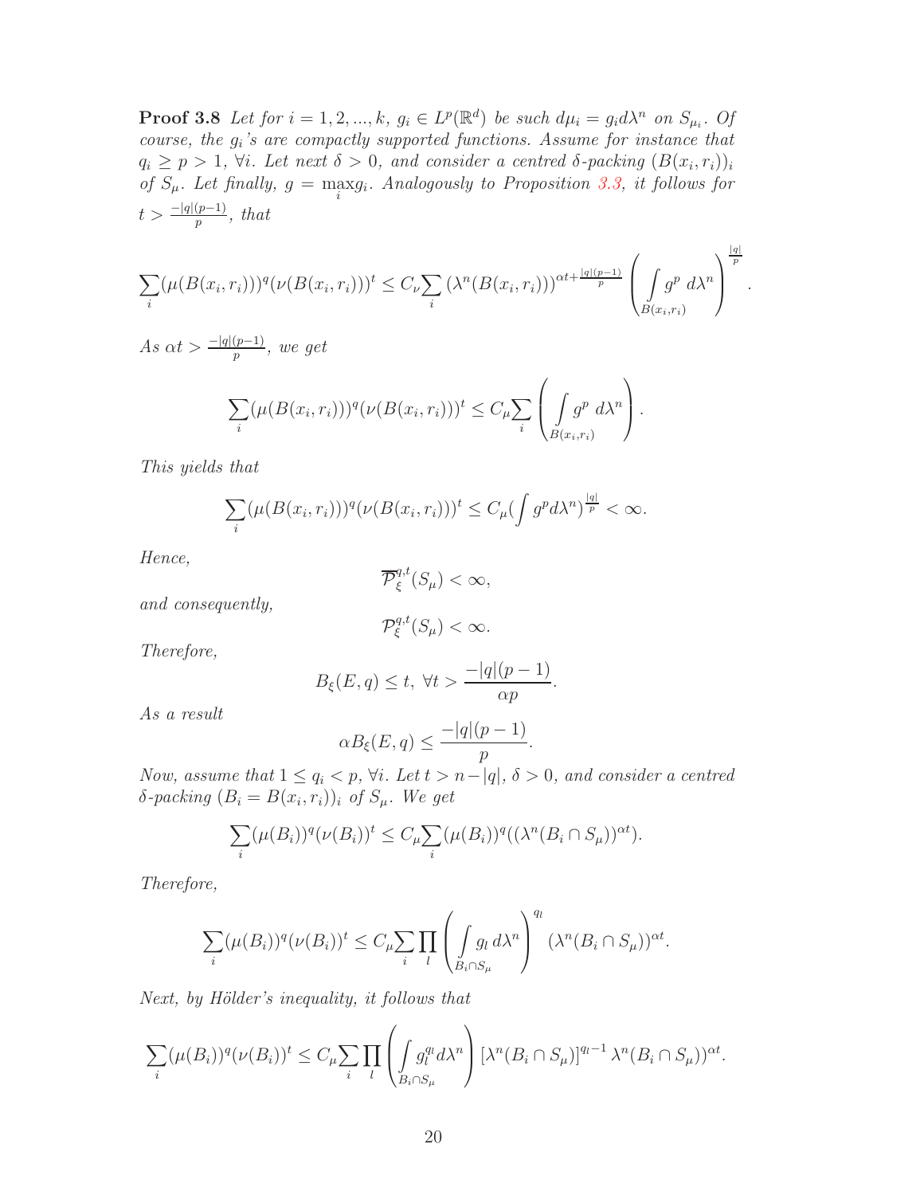**Proof 3.8** *Let for $i = 1, 2, ..., k$, $g_i \in L^p(\mathbb{R}^d)$ be such $d\mu_i = g_i d\lambda^n$ on $S_{\mu_i}$. Of course, the $g_i$'s are compactly supported functions. Assume for instance that $q_i \geq p > 1$, $\forall i$. Let next $\delta > 0$, and consider a centred $\delta$-packing $(B(x_i, r_i))_i$ of $S_\mu$. Let finally, $g = \max_i g_i$. Analogously to Proposition 3.3, it follows for $t > \frac{-|q|(p-1)}{p}$, that*

$$\sum_i (\mu(B(x_i, r_i)))^q (\nu(B(x_i, r_i)))^t \leq C_\nu \sum_i (\lambda^n(B(x_i, r_i)))^{\alpha t + \frac{|q|(p-1)}{p}} \left( \int_{B(x_i,r_i)} g^p \, d\lambda^n \right)^{\frac{|q|}{p}}.$$

*As $\alpha t > \frac{-|q|(p-1)}{p}$, we get*

$$\sum_i (\mu(B(x_i, r_i)))^q (\nu(B(x_i, r_i)))^t \leq C_\mu \sum_i \left( \int_{B(x_i,r_i)} g^p \, d\lambda^n \right).$$

*This yields that*

$$\sum_i (\mu(B(x_i, r_i)))^q (\nu(B(x_i, r_i)))^t \leq C_\mu (\int g^p d\lambda^n)^{\frac{|q|}{p}} < \infty.$$

*Hence,*

$$\overline{\mathcal{P}}^{q,t}_\xi(S_\mu) < \infty,$$

*and consequently,*

$$\mathcal{P}^{q,t}_\xi(S_\mu) < \infty.$$

*Therefore,*

$$B_\xi(E, q) \leq t, \ \forall t > \frac{-|q|(p-1)}{\alpha p}.$$

*As a result*

$$\alpha B_\xi(E, q) \leq \frac{-|q|(p-1)}{p}.$$

*Now, assume that $1 \leq q_i < p$, $\forall i$. Let $t > n - |q|$, $\delta > 0$, and consider a centred $\delta$-packing $(B_i = B(x_i, r_i))_i$ of $S_\mu$. We get*

$$\sum_i (\mu(B_i))^q (\nu(B_i))^t \leq C_\mu \sum_i (\mu(B_i))^q ((\lambda^n(B_i \cap S_\mu))^{\alpha t}).$$

*Therefore,*

$$\sum_i (\mu(B_i))^q (\nu(B_i))^t \leq C_\mu \sum_i \prod_l \left( \int_{B_i \cap S_\mu} g_l \, d\lambda^n \right)^{q_l} (\lambda^n(B_i \cap S_\mu))^{\alpha t}.$$

*Next, by Hölder's inequality, it follows that*

$$\sum_i (\mu(B_i))^q (\nu(B_i))^t \leq C_\mu \sum_i \prod_l \left( \int_{B_i \cap S_\mu} g_l^{q_l} d\lambda^n \right) [\lambda^n(B_i \cap S_\mu)]^{q_l - 1} \lambda^n(B_i \cap S_\mu))^{\alpha t}.$$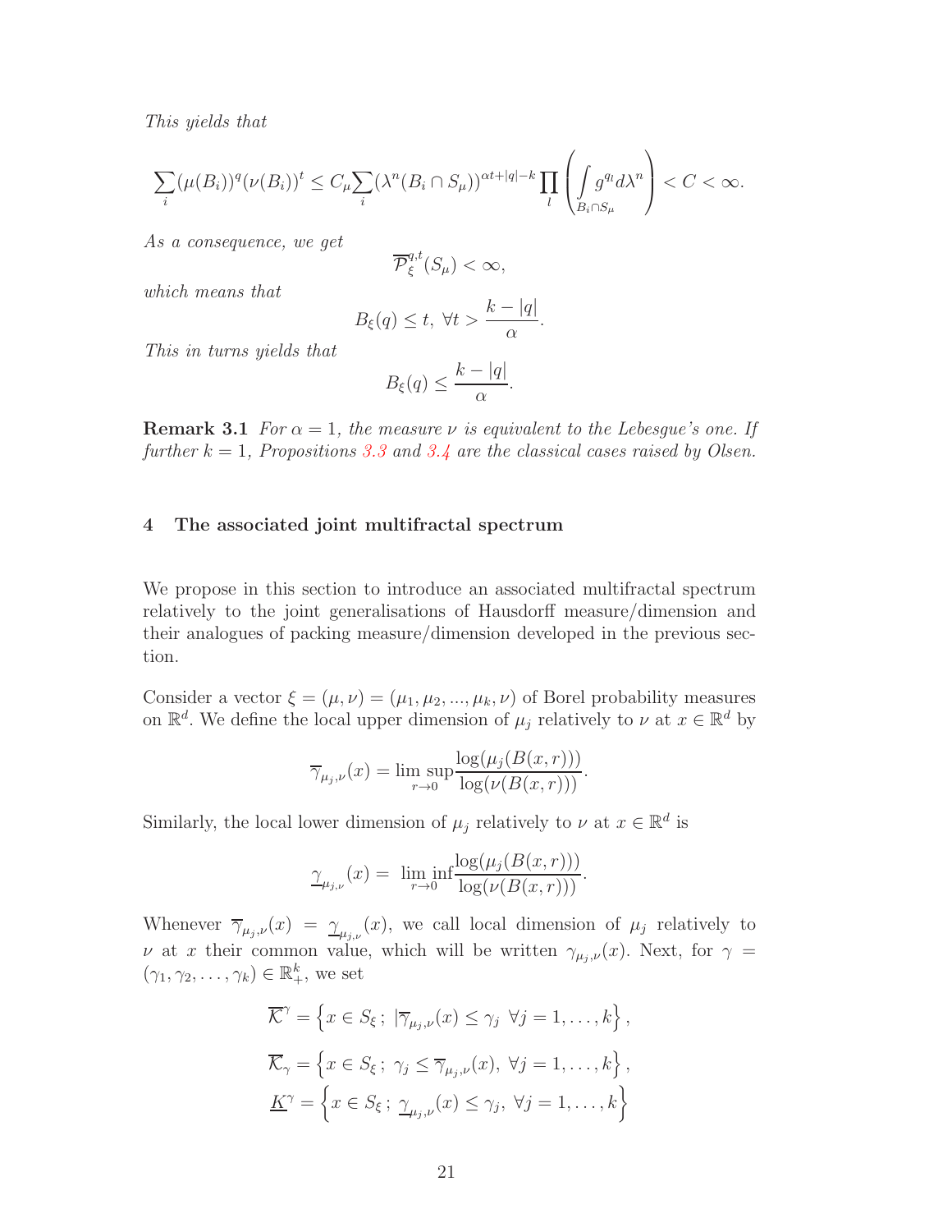*This yields that*

$$\sum_i (\mu(B_i))^q (\nu(B_i))^t \leq C_\mu \sum_i (\lambda^n(B_i \cap S_\mu))^{\alpha t + |q| - k} \prod_l \left( \int_{B_i \cap S_\mu} g^{q_l} d\lambda^n \right) < C < \infty.$$

*As a consequence, we get*

$$\overline{\mathcal{P}}_\xi^{q,t}(S_\mu) < \infty,$$

*which means that*

$$B_\xi(q) \leq t, \ \forall t > \frac{k - |q|}{\alpha}.$$

*This in turns yields that*

$$B_\xi(q) \leq \frac{k - |q|}{\alpha}.$$

**Remark 3.1** *For $\alpha = 1$, the measure $\nu$ is equivalent to the Lebesgue's one. If further $k = 1$, Propositions 3.3 and 3.4 are the classical cases raised by Olsen.*

## 4 The associated joint multifractal spectrum

We propose in this section to introduce an associated multifractal spectrum relatively to the joint generalisations of Hausdorff measure/dimension and their analogues of packing measure/dimension developed in the previous section.

Consider a vector $\xi = (\mu, \nu) = (\mu_1, \mu_2, ..., \mu_k, \nu)$ of Borel probability measures on $\mathbb{R}^d$. We define the local upper dimension of $\mu_j$ relatively to $\nu$ at $x \in \mathbb{R}^d$ by

$$\overline{\gamma}_{\mu_j,\nu}(x) = \limsup_{r \to 0} \frac{\log(\mu_j(B(x,r)))}{\log(\nu(B(x,r)))}.$$

Similarly, the local lower dimension of $\mu_j$ relatively to $\nu$ at $x \in \mathbb{R}^d$ is

$$\underline{\gamma}_{\mu_j,\nu}(x) = \liminf_{r \to 0} \frac{\log(\mu_j(B(x,r)))}{\log(\nu(B(x,r)))}.$$

Whenever $\overline{\gamma}_{\mu_j,\nu}(x) = \underline{\gamma}_{\mu_j,\nu}(x)$, we call local dimension of $\mu_j$ relatively to $\nu$ at $x$ their common value, which will be written $\gamma_{\mu_j,\nu}(x)$. Next, for $\gamma = (\gamma_1, \gamma_2, \ldots, \gamma_k) \in \mathbb{R}_+^k$, we set

$$\overline{\mathcal{K}}^\gamma = \left\{ x \in S_\xi \, ; \ |\overline{\gamma}_{\mu_j,\nu}(x) \leq \gamma_j \ \forall j = 1, \ldots, k \right\},$$

$$\overline{\mathcal{K}}_\gamma = \left\{ x \in S_\xi \, ; \ \gamma_j \leq \overline{\gamma}_{\mu_j,\nu}(x), \ \forall j = 1, \ldots, k \right\},$$

$$\underline{K}^\gamma = \left\{ x \in S_\xi \, ; \ \underline{\gamma}_{\mu_j,\nu}(x) \leq \gamma_j, \ \forall j = 1, \ldots, k \right\}$$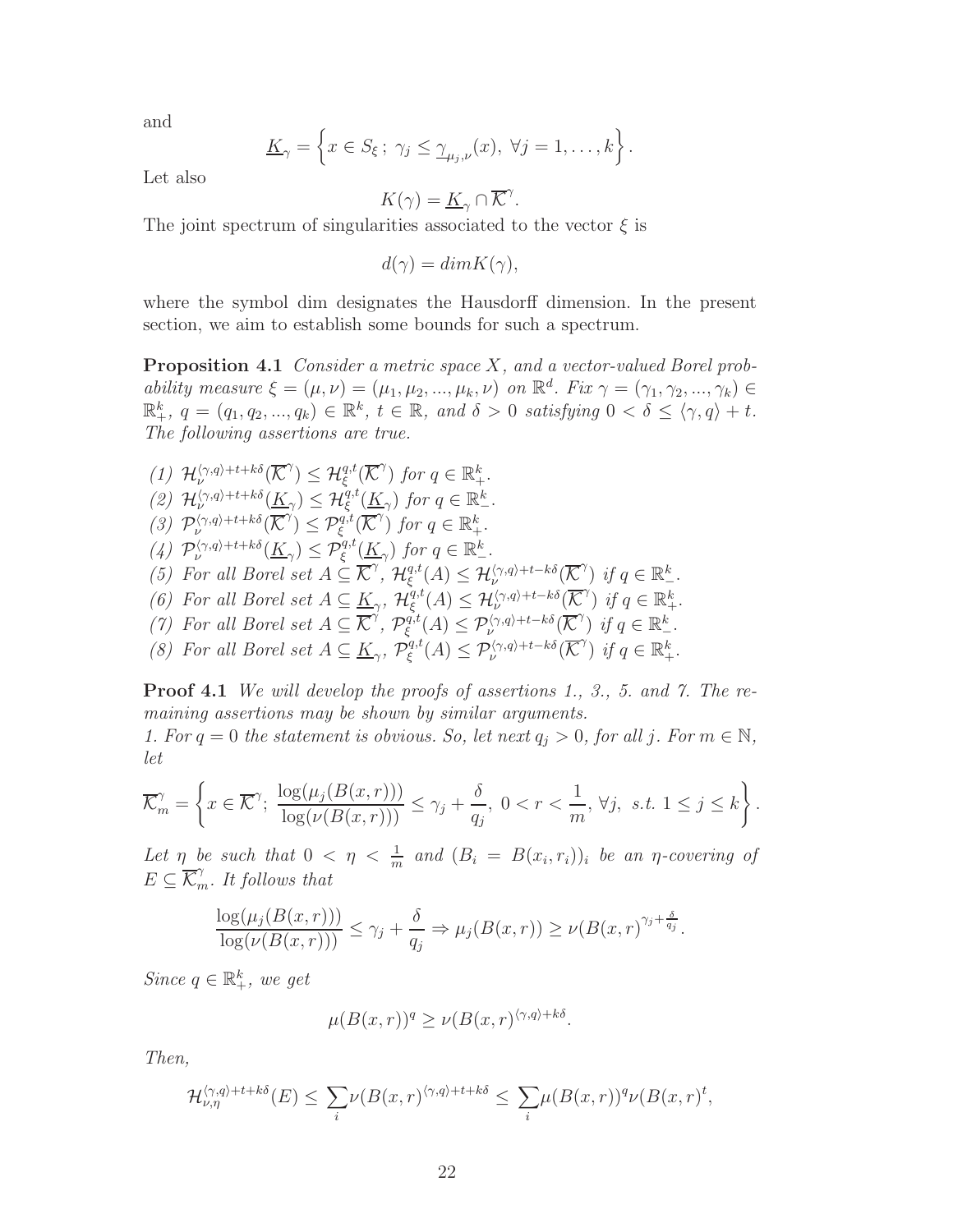and

$$\underline{K}_\gamma = \left\{ x \in S_\xi\,;\ \gamma_j \le \underline{\gamma}_{\mu_j,\nu}(x),\ \forall j = 1, \dots, k \right\}.$$

Let also

$$K(\gamma) = \underline{K}_\gamma \cap \overline{\mathcal{K}}^\gamma.$$

The joint spectrum of singularities associated to the vector $\xi$ is

$$d(\gamma) = dim K(\gamma),$$

where the symbol dim designates the Hausdorff dimension. In the present section, we aim to establish some bounds for such a spectrum.

**Proposition 4.1** *Consider a metric space $X$, and a vector-valued Borel probability measure $\xi = (\mu, \nu) = (\mu_1, \mu_2, ..., \mu_k, \nu)$ on $\mathbb{R}^d$. Fix $\gamma = (\gamma_1, \gamma_2, ..., \gamma_k) \in \mathbb{R}_+^k$, $q = (q_1, q_2, ..., q_k) \in \mathbb{R}^k$, $t \in \mathbb{R}$, and $\delta > 0$ satisfying $0 < \delta \le \langle \gamma, q \rangle + t$. The following assertions are true.*

*(1) $\mathcal{H}_\nu^{\langle \gamma, q \rangle + t + k\delta}(\overline{\mathcal{K}}^\gamma) \le \mathcal{H}_\xi^{q,t}(\overline{\mathcal{K}}^\gamma)$ for $q \in \mathbb{R}_+^k$.*
*(2) $\mathcal{H}_\nu^{\langle \gamma, q \rangle + t + k\delta}(\underline{K}_\gamma) \le \mathcal{H}_\xi^{q,t}(\underline{K}_\gamma)$ for $q \in \mathbb{R}_-^k$.*
*(3) $\mathcal{P}_\nu^{\langle \gamma, q \rangle + t + k\delta}(\overline{\mathcal{K}}^\gamma) \le \mathcal{P}_\xi^{q,t}(\overline{\mathcal{K}}^\gamma)$ for $q \in \mathbb{R}_+^k$.*
*(4) $\mathcal{P}_\nu^{\langle \gamma, q \rangle + t + k\delta}(\underline{K}_\gamma) \le \mathcal{P}_\xi^{q,t}(\underline{K}_\gamma)$ for $q \in \mathbb{R}_-^k$.*
*(5) For all Borel set $A \subseteq \overline{\mathcal{K}}^\gamma$, $\mathcal{H}_\xi^{q,t}(A) \le \mathcal{H}_\nu^{\langle \gamma, q \rangle + t - k\delta}(\overline{\mathcal{K}}^\gamma)$ if $q \in \mathbb{R}_-^k$.*
*(6) For all Borel set $A \subseteq \underline{K}_\gamma$, $\mathcal{H}_\xi^{q,t}(A) \le \mathcal{H}_\nu^{\langle \gamma, q \rangle + t - k\delta}(\overline{\mathcal{K}}^\gamma)$ if $q \in \mathbb{R}_+^k$.*
*(7) For all Borel set $A \subseteq \overline{\mathcal{K}}^\gamma$, $\mathcal{P}_\xi^{q,t}(A) \le \mathcal{P}_\nu^{\langle \gamma, q \rangle + t - k\delta}(\overline{\mathcal{K}}^\gamma)$ if $q \in \mathbb{R}_-^k$.*
*(8) For all Borel set $A \subseteq \underline{K}_\gamma$, $\mathcal{P}_\xi^{q,t}(A) \le \mathcal{P}_\nu^{\langle \gamma, q \rangle + t - k\delta}(\overline{\mathcal{K}}^\gamma)$ if $q \in \mathbb{R}_+^k$.*

**Proof 4.1** *We will develop the proofs of assertions 1., 3., 5. and 7. The remaining assertions may be shown by similar arguments.*
*1. For $q = 0$ the statement is obvious. So, let next $q_j > 0$, for all $j$. For $m \in \mathbb{N}$, let*

$$\overline{\mathcal{K}}_m^\gamma = \left\{ x \in \overline{\mathcal{K}}^\gamma;\ \frac{\log(\mu_j(B(x,r)))}{\log(\nu(B(x,r)))} \le \gamma_j + \frac{\delta}{q_j},\ 0 < r < \frac{1}{m},\ \forall j,\ s.t.\ 1 \le j \le k \right\}.$$

*Let $\eta$ be such that $0 < \eta < \frac{1}{m}$ and $(B_i = B(x_i, r_i))_i$ be an $\eta$-covering of $E \subseteq \overline{\mathcal{K}}_m^\gamma$. It follows that*

$$\frac{\log(\mu_j(B(x,r)))}{\log(\nu(B(x,r)))} \le \gamma_j + \frac{\delta}{q_j} \Rightarrow \mu_j(B(x,r)) \ge \nu(B(x,r)^{\gamma_j + \frac{\delta}{q_j}}.$$

*Since $q \in \mathbb{R}_+^k$, we get*

$$\mu(B(x,r))^q \ge \nu(B(x,r)^{\langle \gamma, q \rangle + k\delta}.$$

*Then,*

$$\mathcal{H}_{\nu,\eta}^{\langle \gamma, q \rangle + t + k\delta}(E) \le \sum_i \nu(B(x,r)^{\langle \gamma, q \rangle + t + k\delta} \le \sum_i \mu(B(x,r))^q \nu(B(x,r)^t,$$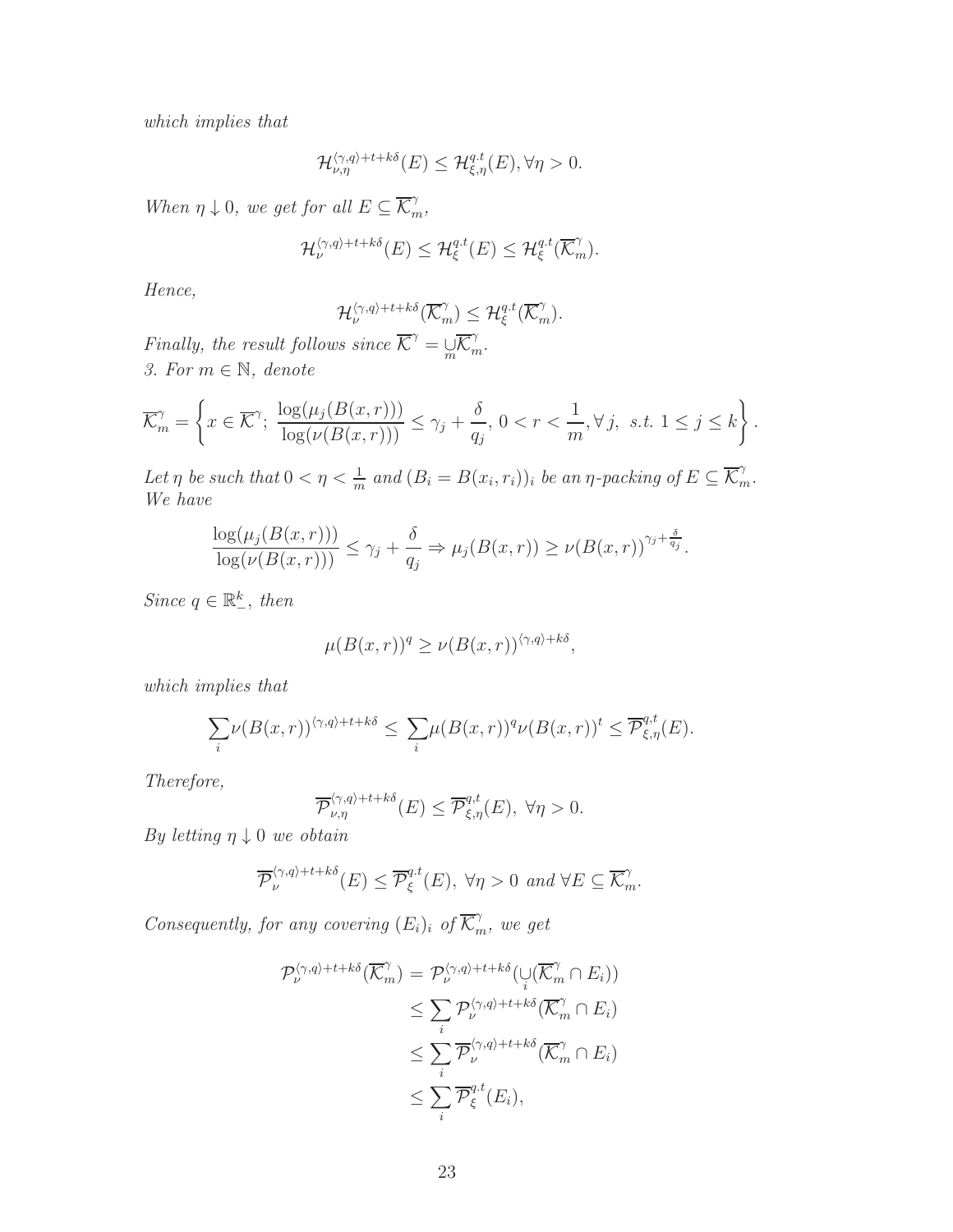*which implies that*

$$\mathcal{H}_{\nu,\eta}^{\langle\gamma,q\rangle+t+k\delta}(E) \leq \mathcal{H}_{\xi,\eta}^{q.t}(E), \forall \eta > 0.$$

*When $\eta \downarrow 0$, we get for all $E \subseteq \overline{\mathcal{K}}_m^\gamma$,*

$$\mathcal{H}_{\nu}^{\langle\gamma,q\rangle+t+k\delta}(E) \leq \mathcal{H}_{\xi}^{q.t}(E) \leq \mathcal{H}_{\xi}^{q.t}(\overline{\mathcal{K}}_m^\gamma).$$

*Hence,*

$$\mathcal{H}_{\nu}^{\langle\gamma,q\rangle+t+k\delta}(\overline{\mathcal{K}}_m^\gamma) \leq \mathcal{H}_{\xi}^{q.t}(\overline{\mathcal{K}}_m^\gamma).$$

*Finally, the result follows since $\overline{\mathcal{K}}^\gamma = \underset{m}{\cup}\overline{\mathcal{K}}_m^\gamma$.*

*3. For $m \in \mathbb{N}$, denote*

$$\overline{\mathcal{K}}_m^\gamma = \left\{ x \in \overline{\mathcal{K}}^\gamma;\ \frac{\log(\mu_j(B(x,r)))}{\log(\nu(B(x,r)))} \leq \gamma_j + \frac{\delta}{q_j},\ 0 < r < \frac{1}{m}, \forall\, j,\ s.t.\ 1 \leq j \leq k \right\}.$$

*Let $\eta$ be such that $0 < \eta < \frac{1}{m}$ and $(B_i = B(x_i, r_i))_i$ be an $\eta$-packing of $E \subseteq \overline{\mathcal{K}}_m^\gamma$. We have*

$$\frac{\log(\mu_j(B(x,r)))}{\log(\nu(B(x,r)))} \leq \gamma_j + \frac{\delta}{q_j} \Rightarrow \mu_j(B(x,r)) \geq \nu(B(x,r))^{\gamma_j + \frac{\delta}{q_j}}.$$

*Since $q \in \mathbb{R}_-^k$, then*

$$\mu(B(x,r))^q \geq \nu(B(x,r))^{\langle\gamma,q\rangle + k\delta},$$

*which implies that*

$$\sum_i \nu(B(x,r))^{\langle\gamma,q\rangle+t+k\delta} \leq \sum_i \mu(B(x,r))^q \nu(B(x,r))^t \leq \overline{\mathcal{P}}_{\xi,\eta}^{q,t}(E).$$

*Therefore,*

$$\overline{\mathcal{P}}_{\nu,\eta}^{\langle\gamma,q\rangle+t+k\delta}(E) \leq \overline{\mathcal{P}}_{\xi,\eta}^{q,t}(E),\ \forall \eta > 0.$$

*By letting $\eta \downarrow 0$ we obtain*

$$\overline{\mathcal{P}}_{\nu}^{\langle\gamma,q\rangle+t+k\delta}(E) \leq \overline{\mathcal{P}}_{\xi}^{q.t}(E),\ \forall \eta > 0 \text{ and } \forall E \subseteq \overline{\mathcal{K}}_m^\gamma.$$

*Consequently, for any covering $(E_i)_i$ of $\overline{\mathcal{K}}_m^\gamma$, we get*

$$\begin{aligned}
\mathcal{P}_{\nu}^{\langle\gamma,q\rangle+t+k\delta}(\overline{\mathcal{K}}_m^\gamma) &= \mathcal{P}_{\nu}^{\langle\gamma,q\rangle+t+k\delta}(\underset{i}{\cup}(\overline{\mathcal{K}}_m^\gamma \cap E_i)) \\
&\leq \sum_i \mathcal{P}_{\nu}^{\langle\gamma,q\rangle+t+k\delta}(\overline{\mathcal{K}}_m^\gamma \cap E_i) \\
&\leq \sum_i \overline{\mathcal{P}}_{\nu}^{\langle\gamma,q\rangle+t+k\delta}(\overline{\mathcal{K}}_m^\gamma \cap E_i) \\
&\leq \sum_i \overline{\mathcal{P}}_{\xi}^{q.t}(E_i),
\end{aligned}$$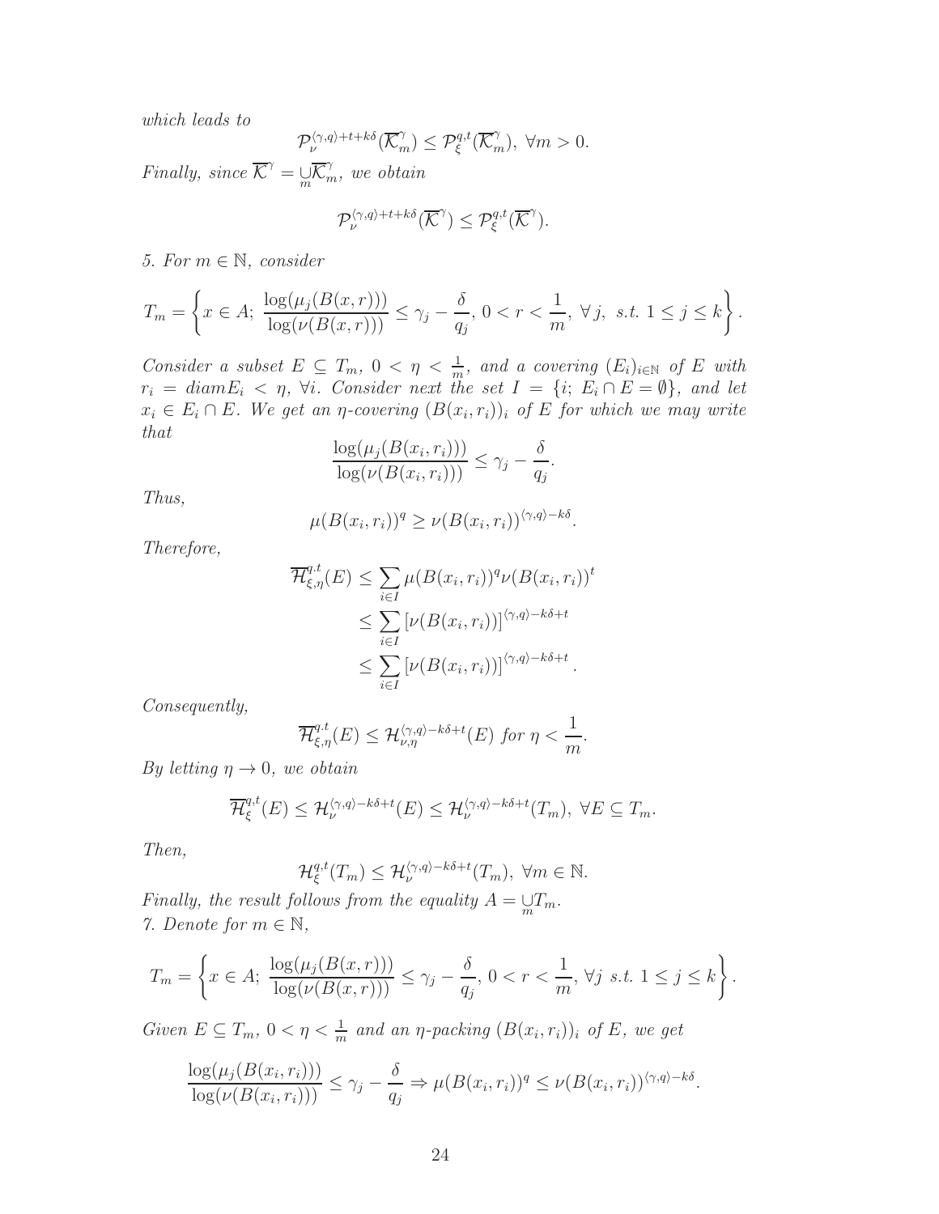*which leads to*

$$\mathcal{P}_{\nu}^{\langle\gamma,q\rangle+t+k\delta}(\overline{\mathcal{K}}^{\gamma}_{m}) \leq \mathcal{P}_{\xi}^{q,t}(\overline{\mathcal{K}}^{\gamma}_{m}),\ \forall m>0.$$

*Finally, since* $\overline{\mathcal{K}}^{\gamma} = \underset{m}{\cup}\overline{\mathcal{K}}^{\gamma}_{m}$, *we obtain*

$$\mathcal{P}_{\nu}^{\langle\gamma,q\rangle+t+k\delta}(\overline{\mathcal{K}}^{\gamma}) \leq \mathcal{P}_{\xi}^{q,t}(\overline{\mathcal{K}}^{\gamma}).$$

*5. For* $m\in\mathbb{N}$, *consider*

$$T_m = \left\{x\in A;\ \frac{\log(\mu_j(B(x,r)))}{\log(\nu(B(x,r)))} \leq \gamma_j - \frac{\delta}{q_j},\ 0<r<\frac{1}{m},\ \forall j,\ s.t.\ 1\leq j\leq k\right\}.$$

*Consider a subset* $E\subseteq T_m$, $0<\eta<\frac{1}{m}$, *and a covering* $(E_i)_{i\in\mathbb{N}}$ *of* $E$ *with* $r_i = diam E_i < \eta$, $\forall i$. *Consider next the set* $I=\{i;\ E_i\cap E=\emptyset\}$, *and let* $x_i\in E_i\cap E$. *We get an* $\eta$*-covering* $(B(x_i,r_i))_i$ *of* $E$ *for which we may write that*

$$\frac{\log(\mu_j(B(x_i,r_i)))}{\log(\nu(B(x_i,r_i)))} \leq \gamma_j - \frac{\delta}{q_j}.$$

*Thus,*

$$\mu(B(x_i,r_i))^q \geq \nu(B(x_i,r_i))^{\langle\gamma,q\rangle-k\delta}.$$

*Therefore,*

$$\begin{aligned}
\overline{\mathcal{H}}^{q.t}_{\xi,\eta}(E) &\leq \sum_{i\in I}\mu(B(x_i,r_i))^q\nu(B(x_i,r_i))^t \\
&\leq \sum_{i\in I}\left[\nu(B(x_i,r_i))\right]^{\langle\gamma,q\rangle-k\delta+t} \\
&\leq \sum_{i\in I}\left[\nu(B(x_i,r_i))\right]^{\langle\gamma,q\rangle-k\delta+t}.
\end{aligned}$$

*Consequently,*

$$\overline{\mathcal{H}}^{q.t}_{\xi,\eta}(E) \leq \mathcal{H}^{\langle\gamma,q\rangle-k\delta+t}_{\nu,\eta}(E)\ for\ \eta<\frac{1}{m}.$$

*By letting* $\eta\to 0$, *we obtain*

$$\overline{\mathcal{H}}^{q,t}_{\xi}(E) \leq \mathcal{H}^{\langle\gamma,q\rangle-k\delta+t}_{\nu}(E) \leq \mathcal{H}^{\langle\gamma,q\rangle-k\delta+t}_{\nu}(T_m),\ \forall E\subseteq T_m.$$

*Then,*

$$\mathcal{H}^{q,t}_{\xi}(T_m) \leq \mathcal{H}^{\langle\gamma,q\rangle-k\delta+t}_{\nu}(T_m),\ \forall m\in\mathbb{N}.$$

*Finally, the result follows from the equality* $A=\underset{m}{\cup}T_m$.

*7. Denote for* $m\in\mathbb{N}$,

$$T_m = \left\{x\in A;\ \frac{\log(\mu_j(B(x,r)))}{\log(\nu(B(x,r)))} \leq \gamma_j - \frac{\delta}{q_j},\ 0<r<\frac{1}{m},\ \forall j\ s.t.\ 1\leq j\leq k\right\}.$$

*Given* $E\subseteq T_m$, $0<\eta<\frac{1}{m}$ *and an* $\eta$*-packing* $(B(x_i,r_i))_i$ *of* $E$, *we get*

$$\frac{\log(\mu_j(B(x_i,r_i)))}{\log(\nu(B(x_i,r_i)))} \leq \gamma_j - \frac{\delta}{q_j} \Rightarrow \mu(B(x_i,r_i))^q \leq \nu(B(x_i,r_i))^{\langle\gamma,q\rangle-k\delta}.$$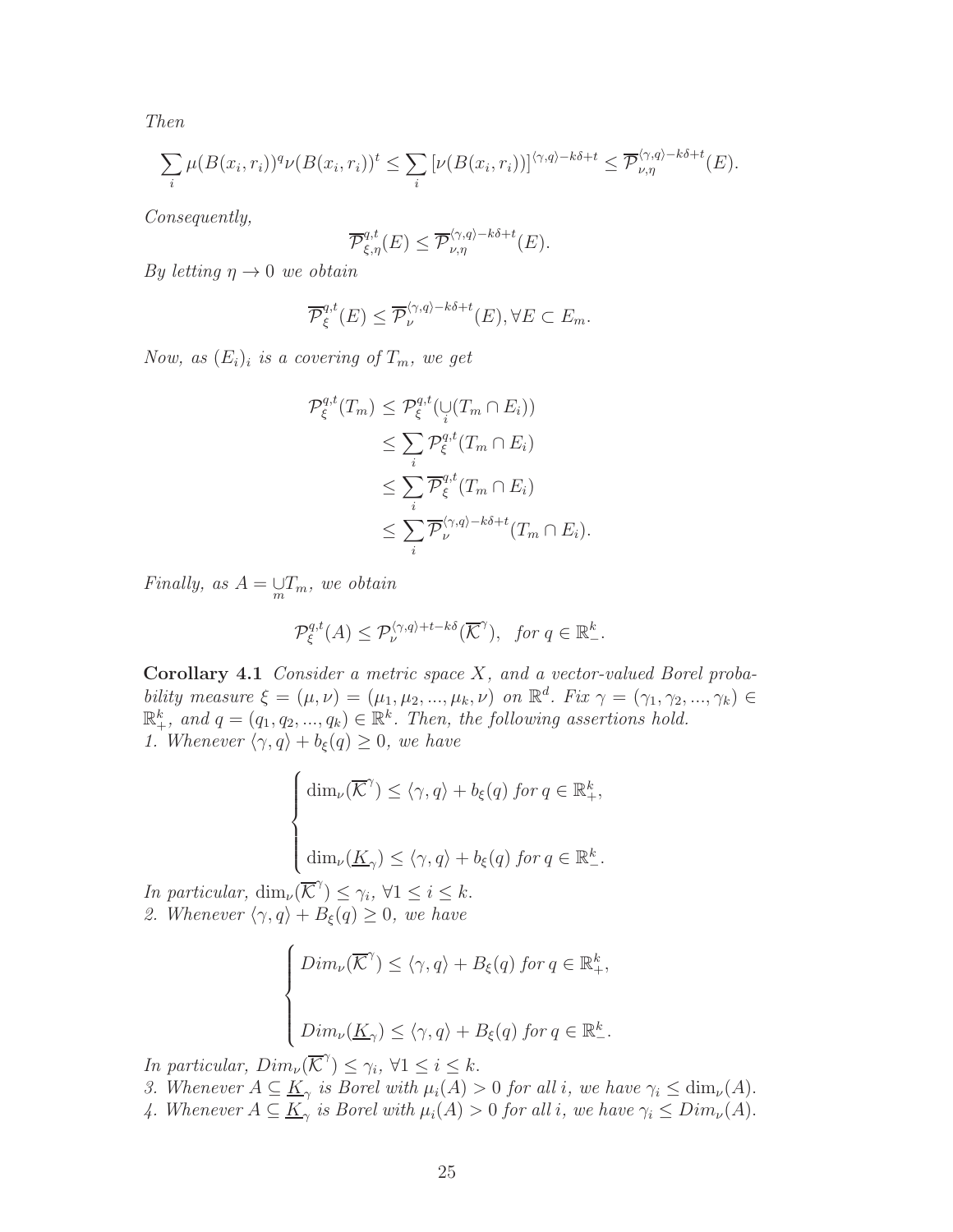*Then*

$$\sum_i \mu(B(x_i,r_i))^q \nu(B(x_i,r_i))^t \le \sum_i \left[\nu(B(x_i,r_i))\right]^{\langle \gamma,q\rangle - k\delta + t} \le \overline{\mathcal{P}}^{\langle \gamma,q\rangle - k\delta + t}_{\nu,\eta}(E).$$

*Consequently,*

$$\overline{\mathcal{P}}^{q,t}_{\xi,\eta}(E) \le \overline{\mathcal{P}}^{\langle \gamma,q\rangle - k\delta + t}_{\nu,\eta}(E).$$

*By letting $\eta \to 0$ we obtain*

$$\overline{\mathcal{P}}^{q,t}_{\xi}(E) \le \overline{\mathcal{P}}^{\langle \gamma,q\rangle - k\delta + t}_{\nu}(E), \forall E \subset E_m.$$

*Now, as $(E_i)_i$ is a covering of $T_m$, we get*

$$\begin{aligned}
\mathcal{P}^{q,t}_{\xi}(T_m) &\le \mathcal{P}^{q,t}_{\xi}(\bigcup_i (T_m \cap E_i)) \\
&\le \sum_i \mathcal{P}^{q,t}_{\xi}(T_m \cap E_i) \\
&\le \sum_i \overline{\mathcal{P}}^{q,t}_{\xi}(T_m \cap E_i) \\
&\le \sum_i \overline{\mathcal{P}}^{\langle \gamma,q\rangle - k\delta + t}_{\nu}(T_m \cap E_i).
\end{aligned}$$

*Finally, as $A = \bigcup_m T_m$, we obtain*

$$\mathcal{P}^{q,t}_{\xi}(A) \le \mathcal{P}^{\langle \gamma,q\rangle + t - k\delta}_{\nu}(\overline{\mathcal{K}}^{\gamma}), \quad \textit{for } q \in \mathbb{R}^k_-.$$

**Corollary 4.1** *Consider a metric space $X$, and a vector-valued Borel probability measure $\xi = (\mu,\nu) = (\mu_1,\mu_2,...,\mu_k,\nu)$ on $\mathbb{R}^d$. Fix $\gamma = (\gamma_1,\gamma_2,...,\gamma_k) \in \mathbb{R}^k_+$, and $q = (q_1,q_2,...,q_k) \in \mathbb{R}^k$. Then, the following assertions hold.*
*1. Whenever $\langle \gamma,q\rangle + b_\xi(q) \ge 0$, we have*

$$\begin{cases}
\dim_\nu(\overline{\mathcal{K}}^{\gamma}) \le \langle \gamma,q\rangle + b_\xi(q) \textit{ for } q \in \mathbb{R}^k_+, \\[2ex]
\dim_\nu(\underline{K}_{\gamma}) \le \langle \gamma,q\rangle + b_\xi(q) \textit{ for } q \in \mathbb{R}^k_-.
\end{cases}$$

*In particular, $\dim_\nu(\overline{\mathcal{K}}^{\gamma}) \le \gamma_i$, $\forall 1 \le i \le k$.*
*2. Whenever $\langle \gamma,q\rangle + B_\xi(q) \ge 0$, we have*

$$\begin{cases}
Dim_\nu(\overline{\mathcal{K}}^{\gamma}) \le \langle \gamma,q\rangle + B_\xi(q) \textit{ for } q \in \mathbb{R}^k_+, \\[2ex]
Dim_\nu(\underline{K}_{\gamma}) \le \langle \gamma,q\rangle + B_\xi(q) \textit{ for } q \in \mathbb{R}^k_-.
\end{cases}$$

*In particular, $Dim_\nu(\overline{\mathcal{K}}^{\gamma}) \le \gamma_i$, $\forall 1 \le i \le k$.*
*3. Whenever $A \subseteq \underline{K}_\gamma$ is Borel with $\mu_i(A) > 0$ for all $i$, we have $\gamma_i \le \dim_\nu(A)$.*
*4. Whenever $A \subseteq \underline{K}_\gamma$ is Borel with $\mu_i(A) > 0$ for all $i$, we have $\gamma_i \le Dim_\nu(A)$.*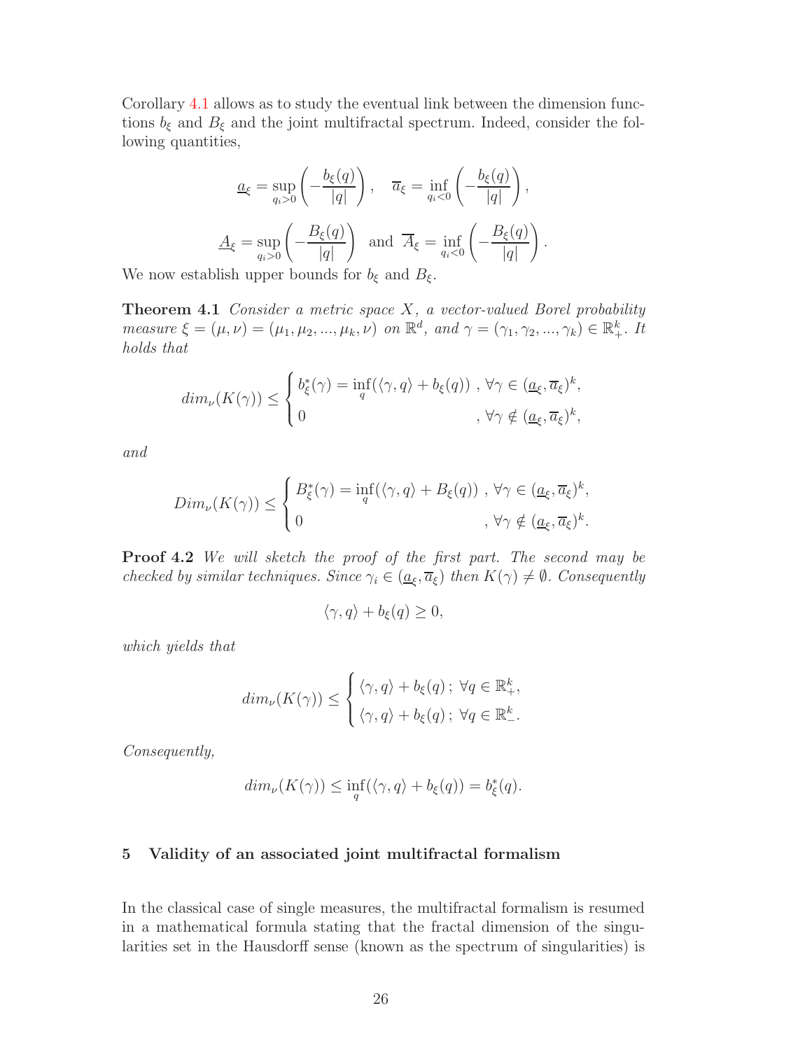Corollary 4.1 allows as to study the eventual link between the dimension functions $b_\xi$ and $B_\xi$ and the joint multifractal spectrum. Indeed, consider the following quantities,

$$\underline{a}_\xi = \sup_{q_i>0}\left(-\frac{b_\xi(q)}{|q|}\right), \quad \overline{a}_\xi = \inf_{q_i<0}\left(-\frac{b_\xi(q)}{|q|}\right),$$

$$\underline{A}_\xi = \sup_{q_i>0}\left(-\frac{B_\xi(q)}{|q|}\right) \text{ and } \overline{A}_\xi = \inf_{q_i<0}\left(-\frac{B_\xi(q)}{|q|}\right).$$

We now establish upper bounds for $b_\xi$ and $B_\xi$.

**Theorem 4.1** *Consider a metric space $X$, a vector-valued Borel probability measure $\xi = (\mu, \nu) = (\mu_1, \mu_2, ..., \mu_k, \nu)$ on $\mathbb{R}^d$, and $\gamma = (\gamma_1, \gamma_2, ..., \gamma_k) \in \mathbb{R}_+^k$. It holds that*

$$dim_\nu(K(\gamma)) \leq \begin{cases} b_\xi^*(\gamma) = \inf\limits_q(\langle\gamma, q\rangle + b_\xi(q)) \ , \ \forall \gamma \in (\underline{a}_\xi, \overline{a}_\xi)^k, \\ 0 \qquad\qquad\qquad\qquad\qquad\quad , \ \forall \gamma \notin (\underline{a}_\xi, \overline{a}_\xi)^k, \end{cases}$$

*and*

$$Dim_\nu(K(\gamma)) \leq \begin{cases} B_\xi^*(\gamma) = \inf\limits_q(\langle\gamma, q\rangle + B_\xi(q)) \ , \ \forall \gamma \in (\underline{a}_\xi, \overline{a}_\xi)^k, \\ 0 \qquad\qquad\qquad\qquad\qquad\quad , \ \forall \gamma \notin (\underline{a}_\xi, \overline{a}_\xi)^k. \end{cases}$$

**Proof 4.2** *We will sketch the proof of the first part. The second may be checked by similar techniques. Since $\gamma_i \in (\underline{a}_\xi, \overline{a}_\xi)$ then $K(\gamma) \neq \emptyset$. Consequently*

$$\langle\gamma, q\rangle + b_\xi(q) \geq 0,$$

*which yields that*

$$dim_\nu(K(\gamma)) \leq \begin{cases} \langle\gamma, q\rangle + b_\xi(q)\,; \ \forall q \in \mathbb{R}_+^k, \\ \langle\gamma, q\rangle + b_\xi(q)\,; \ \forall q \in \mathbb{R}_-^k. \end{cases}$$

*Consequently,*

$$dim_\nu(K(\gamma)) \leq \inf_q(\langle\gamma, q\rangle + b_\xi(q)) = b_\xi^*(q).$$

## 5 Validity of an associated joint multifractal formalism

In the classical case of single measures, the multifractal formalism is resumed in a mathematical formula stating that the fractal dimension of the singularities set in the Hausdorff sense (known as the spectrum of singularities) is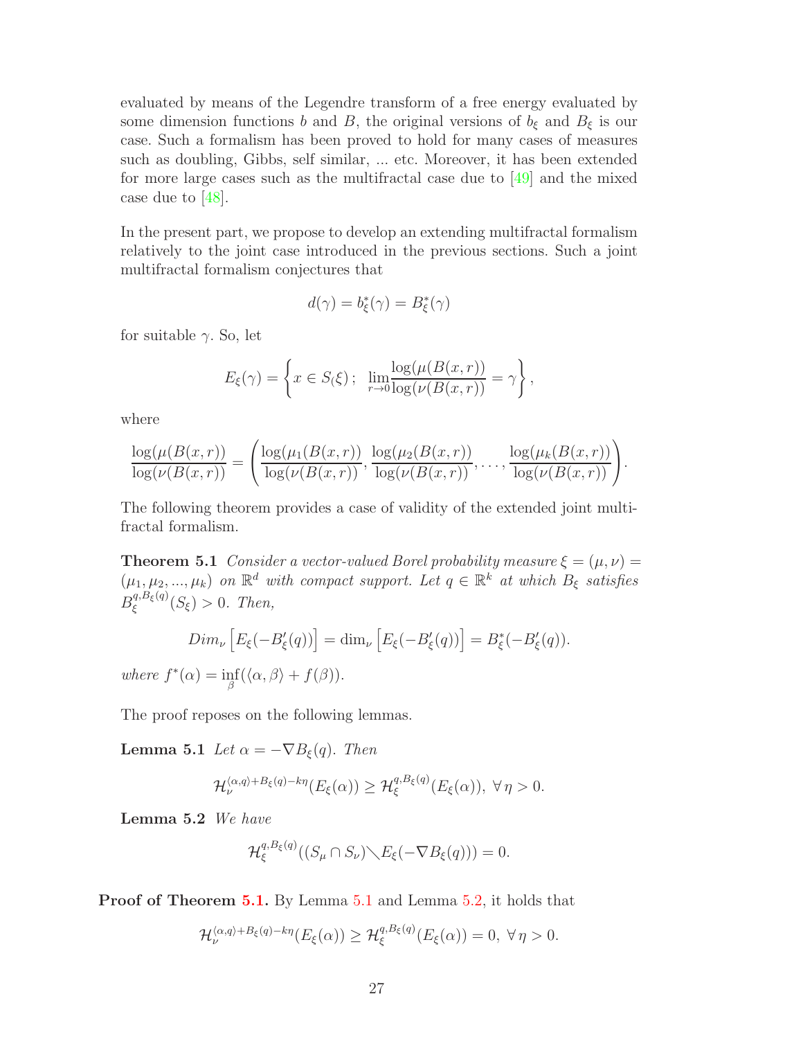evaluated by means of the Legendre transform of a free energy evaluated by some dimension functions $b$ and $B$, the original versions of $b_\xi$ and $B_\xi$ is our case. Such a formalism has been proved to hold for many cases of measures such as doubling, Gibbs, self similar, ... etc. Moreover, it has been extended for more large cases such as the multifractal case due to [49] and the mixed case due to [48].

In the present part, we propose to develop an extending multifractal formalism relatively to the joint case introduced in the previous sections. Such a joint multifractal formalism conjectures that

$$d(\gamma) = b_\xi^*(\gamma) = B_\xi^*(\gamma)$$

for suitable $\gamma$. So, let

$$E_\xi(\gamma) = \left\{ x \in S_(\xi) \, ; \;\; \lim_{r\to 0} \frac{\log(\mu(B(x,r))}{\log(\nu(B(x,r))} = \gamma \right\},$$

where

$$\frac{\log(\mu(B(x,r))}{\log(\nu(B(x,r))} = \left( \frac{\log(\mu_1(B(x,r))}{\log(\nu(B(x,r))}, \frac{\log(\mu_2(B(x,r))}{\log(\nu(B(x,r))}, \ldots, \frac{\log(\mu_k(B(x,r))}{\log(\nu(B(x,r))} \right).$$

The following theorem provides a case of validity of the extended joint multifractal formalism.

**Theorem 5.1** *Consider a vector-valued Borel probability measure $\xi = (\mu, \nu) = (\mu_1, \mu_2, ..., \mu_k)$ on $\mathbb{R}^d$ with compact support. Let $q \in \mathbb{R}^k$ at which $B_\xi$ satisfies $B_\xi^{q, B_\xi(q)}(S_\xi) > 0$. Then,*

$$Dim_\nu \left[ E_\xi(-B'_\xi(q)) \right] = \dim_\nu \left[ E_\xi(-B'_\xi(q)) \right] = B_\xi^*(-B'_\xi(q)).$$

*where* $f^*(\alpha) = \inf_\beta (\langle \alpha, \beta \rangle + f(\beta))$.

The proof reposes on the following lemmas.

**Lemma 5.1** *Let $\alpha = -\nabla B_\xi(q)$. Then*

$$\mathcal{H}_\nu^{\langle \alpha, q \rangle + B_\xi(q) - k\eta}(E_\xi(\alpha)) \geq \mathcal{H}_\xi^{q, B_\xi(q)}(E_\xi(\alpha)), \; \forall \, \eta > 0.$$

**Lemma 5.2** *We have*

$$\mathcal{H}_\xi^{q, B_\xi(q)}((S_\mu \cap S_\nu) \setminus E_\xi(-\nabla B_\xi(q))) = 0.$$

**Proof of Theorem 5.1.** By Lemma 5.1 and Lemma 5.2, it holds that

$$\mathcal{H}_\nu^{\langle \alpha, q \rangle + B_\xi(q) - k\eta}(E_\xi(\alpha)) \geq \mathcal{H}_\xi^{q, B_\xi(q)}(E_\xi(\alpha)) = 0, \; \forall \, \eta > 0.$$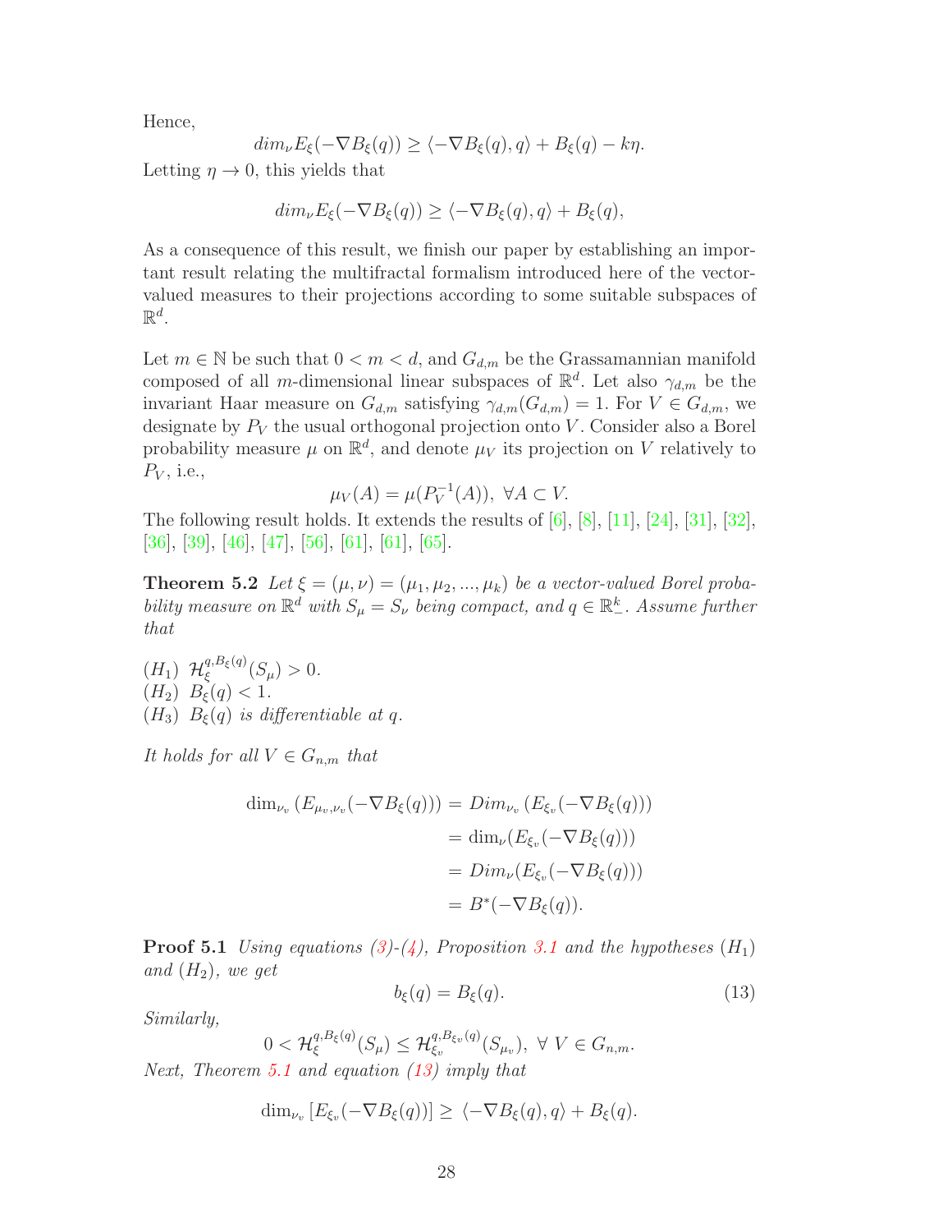Hence,

$$dim_\nu E_\xi(-\nabla B_\xi(q)) \geq \langle -\nabla B_\xi(q), q\rangle + B_\xi(q) - k\eta.$$

Letting $\eta \to 0$, this yields that

$$dim_\nu E_\xi(-\nabla B_\xi(q)) \geq \langle -\nabla B_\xi(q), q\rangle + B_\xi(q),$$

As a consequence of this result, we finish our paper by establishing an important result relating the multifractal formalism introduced here of the vector-valued measures to their projections according to some suitable subspaces of $\mathbb{R}^d$.

Let $m \in \mathbb{N}$ be such that $0 < m < d$, and $G_{d,m}$ be the Grassamannian manifold composed of all $m$-dimensional linear subspaces of $\mathbb{R}^d$. Let also $\gamma_{d,m}$ be the invariant Haar measure on $G_{d,m}$ satisfying $\gamma_{d,m}(G_{d,m}) = 1$. For $V \in G_{d,m}$, we designate by $P_V$ the usual orthogonal projection onto $V$. Consider also a Borel probability measure $\mu$ on $\mathbb{R}^d$, and denote $\mu_V$ its projection on $V$ relatively to $P_V$, i.e.,

$$\mu_V(A) = \mu(P_V^{-1}(A)),\ \forall A \subset V.$$

The following result holds. It extends the results of [6], [8], [11], [24], [31], [32], [36], [39], [46], [47], [56], [61], [61], [65].

**Theorem 5.2** *Let $\xi = (\mu, \nu) = (\mu_1, \mu_2, ..., \mu_k)$ be a vector-valued Borel probability measure on $\mathbb{R}^d$ with $S_\mu = S_\nu$ being compact, and $q \in \mathbb{R}^k_-$. Assume further that*

$(H_1)$ $\mathcal{H}_\xi^{q,B_\xi(q)}(S_\mu) > 0$.
$(H_2)$ $B_\xi(q) < 1$.
$(H_3)$ *$B_\xi(q)$ is differentiable at $q$.*

*It holds for all $V \in G_{n,m}$ that*

$$\begin{aligned}
\dim_{\nu_v}\left(E_{\mu_v,\nu_v}(-\nabla B_\xi(q))\right) &= Dim_{\nu_v}\left(E_{\xi_v}(-\nabla B_\xi(q))\right) \\
&= \dim_\nu(E_{\xi_v}(-\nabla B_\xi(q))) \\
&= Dim_\nu(E_{\xi_v}(-\nabla B_\xi(q))) \\
&= B^*(-\nabla B_\xi(q)).
\end{aligned}$$

**Proof 5.1** *Using equations (3)-(4), Proposition 3.1 and the hypotheses $(H_1)$ and $(H_2)$, we get*

$$b_\xi(q) = B_\xi(q). \tag{13}$$

*Similarly,*

$$0 < \mathcal{H}_\xi^{q,B_\xi(q)}(S_\mu) \leq \mathcal{H}_{\xi_v}^{q,B_{\xi_v}(q)}(S_{\mu_v}),\ \forall\ V \in G_{n,m}.$$

*Next, Theorem 5.1 and equation (13) imply that*

$$\dim_{\nu_v}\left[E_{\xi_v}(-\nabla B_\xi(q))\right] \geq \langle -\nabla B_\xi(q), q\rangle + B_\xi(q).$$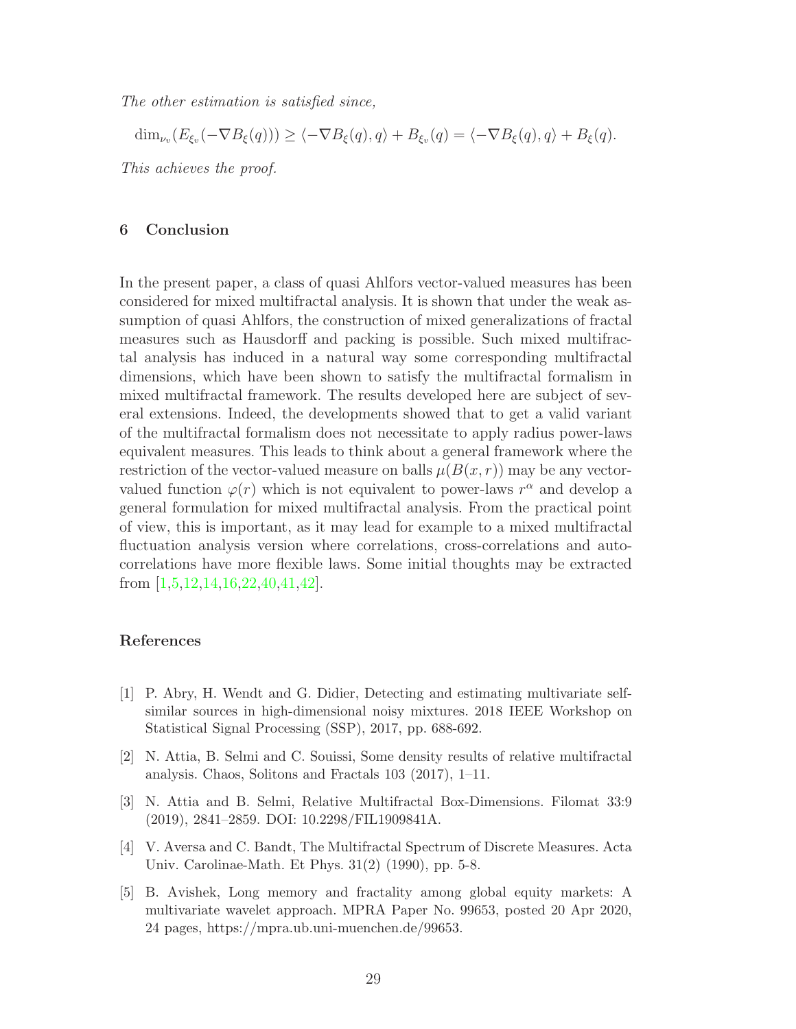*The other estimation is satisfied since,*

$$\dim_{\nu_v}(E_{\xi_v}(-\nabla B_\xi(q))) \geq \langle -\nabla B_\xi(q), q\rangle + B_{\xi_v}(q) = \langle -\nabla B_\xi(q), q\rangle + B_\xi(q).$$

*This achieves the proof.*

## 6 Conclusion

In the present paper, a class of quasi Ahlfors vector-valued measures has been considered for mixed multifractal analysis. It is shown that under the weak assumption of quasi Ahlfors, the construction of mixed generalizations of fractal measures such as Hausdorff and packing is possible. Such mixed multifractal analysis has induced in a natural way some corresponding multifractal dimensions, which have been shown to satisfy the multifractal formalism in mixed multifractal framework. The results developed here are subject of several extensions. Indeed, the developments showed that to get a valid variant of the multifractal formalism does not necessitate to apply radius power-laws equivalent measures. This leads to think about a general framework where the restriction of the vector-valued measure on balls $\mu(B(x,r))$ may be any vector-valued function $\varphi(r)$ which is not equivalent to power-laws $r^\alpha$ and develop a general formulation for mixed multifractal analysis. From the practical point of view, this is important, as it may lead for example to a mixed multifractal fluctuation analysis version where correlations, cross-correlations and auto-correlations have more flexible laws. Some initial thoughts may be extracted from [1,5,12,14,16,22,40,41,42].

## References

[1] P. Abry, H. Wendt and G. Didier, Detecting and estimating multivariate self-similar sources in high-dimensional noisy mixtures. 2018 IEEE Workshop on Statistical Signal Processing (SSP), 2017, pp. 688-692.

[2] N. Attia, B. Selmi and C. Souissi, Some density results of relative multifractal analysis. Chaos, Solitons and Fractals 103 (2017), 1–11.

[3] N. Attia and B. Selmi, Relative Multifractal Box-Dimensions. Filomat 33:9 (2019), 2841–2859. DOI: 10.2298/FIL1909841A.

[4] V. Aversa and C. Bandt, The Multifractal Spectrum of Discrete Measures. Acta Univ. Carolinae-Math. Et Phys. 31(2) (1990), pp. 5-8.

[5] B. Avishek, Long memory and fractality among global equity markets: A multivariate wavelet approach. MPRA Paper No. 99653, posted 20 Apr 2020, 24 pages, https://mpra.ub.uni-muenchen.de/99653.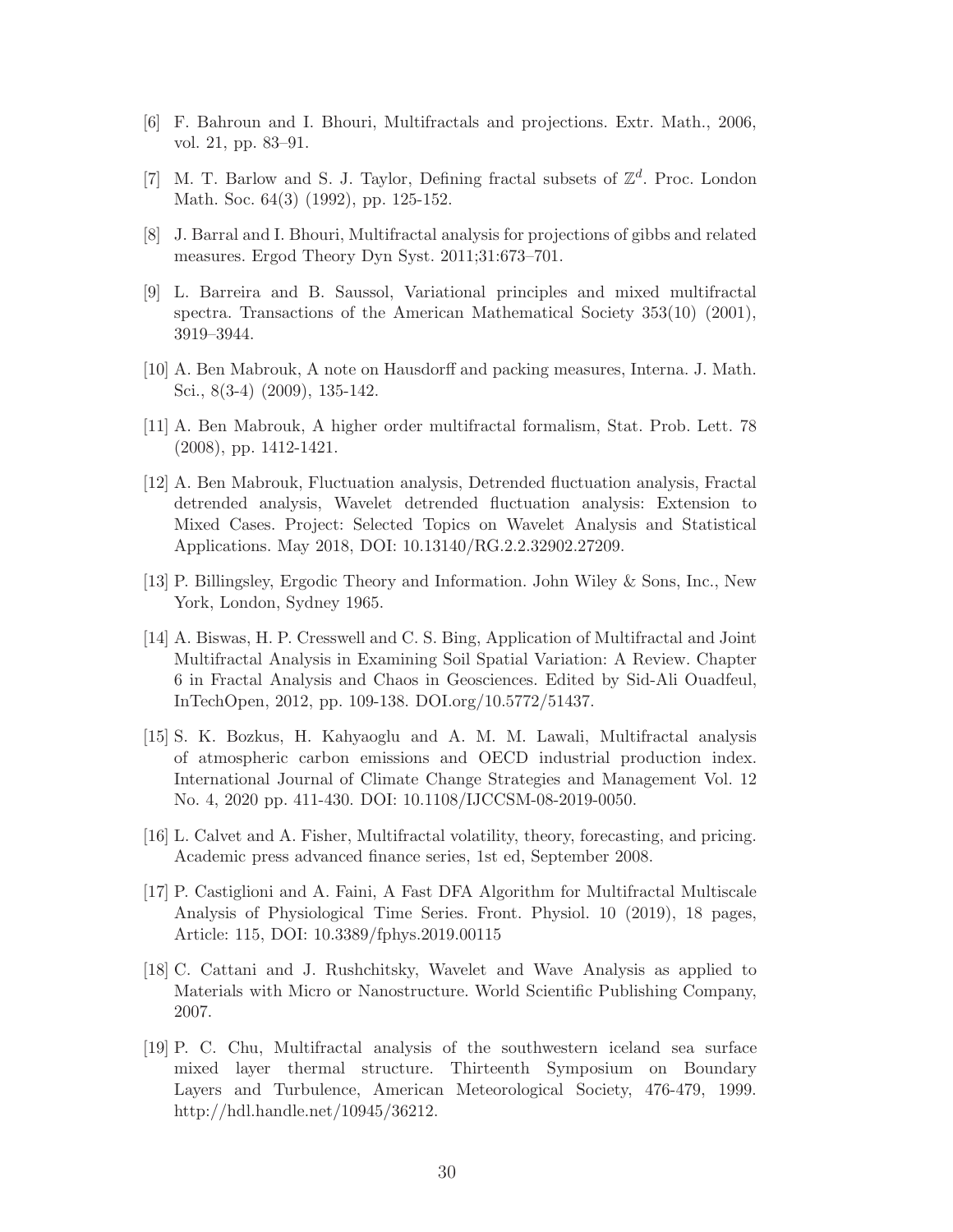[6] F. Bahroun and I. Bhouri, Multifractals and projections. Extr. Math., 2006, vol. 21, pp. 83–91.

[7] M. T. Barlow and S. J. Taylor, Defining fractal subsets of $\mathbb{Z}^d$. Proc. London Math. Soc. 64(3) (1992), pp. 125-152.

[8] J. Barral and I. Bhouri, Multifractal analysis for projections of gibbs and related measures. Ergod Theory Dyn Syst. 2011;31:673–701.

[9] L. Barreira and B. Saussol, Variational principles and mixed multifractal spectra. Transactions of the American Mathematical Society 353(10) (2001), 3919–3944.

[10] A. Ben Mabrouk, A note on Hausdorff and packing measures, Interna. J. Math. Sci., 8(3-4) (2009), 135-142.

[11] A. Ben Mabrouk, A higher order multifractal formalism, Stat. Prob. Lett. 78 (2008), pp. 1412-1421.

[12] A. Ben Mabrouk, Fluctuation analysis, Detrended fluctuation analysis, Fractal detrended analysis, Wavelet detrended fluctuation analysis: Extension to Mixed Cases. Project: Selected Topics on Wavelet Analysis and Statistical Applications. May 2018, DOI: 10.13140/RG.2.2.32902.27209.

[13] P. Billingsley, Ergodic Theory and Information. John Wiley & Sons, Inc., New York, London, Sydney 1965.

[14] A. Biswas, H. P. Cresswell and C. S. Bing, Application of Multifractal and Joint Multifractal Analysis in Examining Soil Spatial Variation: A Review. Chapter 6 in Fractal Analysis and Chaos in Geosciences. Edited by Sid-Ali Ouadfeul, InTechOpen, 2012, pp. 109-138. DOI.org/10.5772/51437.

[15] S. K. Bozkus, H. Kahyaoglu and A. M. M. Lawali, Multifractal analysis of atmospheric carbon emissions and OECD industrial production index. International Journal of Climate Change Strategies and Management Vol. 12 No. 4, 2020 pp. 411-430. DOI: 10.1108/IJCCSM-08-2019-0050.

[16] L. Calvet and A. Fisher, Multifractal volatility, theory, forecasting, and pricing. Academic press advanced finance series, 1st ed, September 2008.

[17] P. Castiglioni and A. Faini, A Fast DFA Algorithm for Multifractal Multiscale Analysis of Physiological Time Series. Front. Physiol. 10 (2019), 18 pages, Article: 115, DOI: 10.3389/fphys.2019.00115

[18] C. Cattani and J. Rushchitsky, Wavelet and Wave Analysis as applied to Materials with Micro or Nanostructure. World Scientific Publishing Company, 2007.

[19] P. C. Chu, Multifractal analysis of the southwestern iceland sea surface mixed layer thermal structure. Thirteenth Symposium on Boundary Layers and Turbulence, American Meteorological Society, 476-479, 1999. http://hdl.handle.net/10945/36212.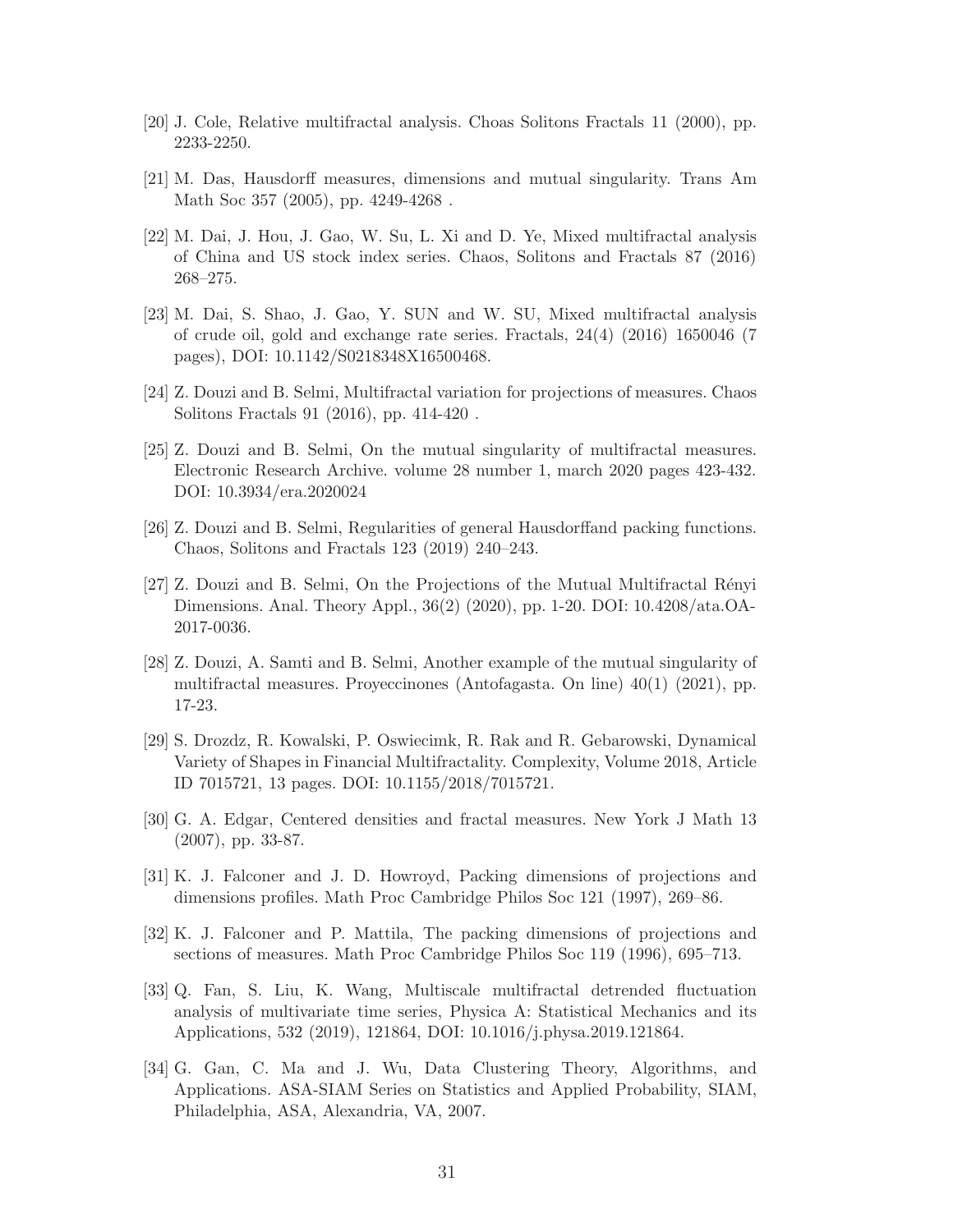[20] J. Cole, Relative multifractal analysis. Choas Solitons Fractals 11 (2000), pp. 2233-2250.

[21] M. Das, Hausdorff measures, dimensions and mutual singularity. Trans Am Math Soc 357 (2005), pp. 4249-4268 .

[22] M. Dai, J. Hou, J. Gao, W. Su, L. Xi and D. Ye, Mixed multifractal analysis of China and US stock index series. Chaos, Solitons and Fractals 87 (2016) 268–275.

[23] M. Dai, S. Shao, J. Gao, Y. SUN and W. SU, Mixed multifractal analysis of crude oil, gold and exchange rate series. Fractals, 24(4) (2016) 1650046 (7 pages), DOI: 10.1142/S0218348X16500468.

[24] Z. Douzi and B. Selmi, Multifractal variation for projections of measures. Chaos Solitons Fractals 91 (2016), pp. 414-420 .

[25] Z. Douzi and B. Selmi, On the mutual singularity of multifractal measures. Electronic Research Archive. volume 28 number 1, march 2020 pages 423-432. DOI: 10.3934/era.2020024

[26] Z. Douzi and B. Selmi, Regularities of general Hausdorffand packing functions. Chaos, Solitons and Fractals 123 (2019) 240–243.

[27] Z. Douzi and B. Selmi, On the Projections of the Mutual Multifractal Rényi Dimensions. Anal. Theory Appl., 36(2) (2020), pp. 1-20. DOI: 10.4208/ata.OA-2017-0036.

[28] Z. Douzi, A. Samti and B. Selmi, Another example of the mutual singularity of multifractal measures. Proyeccinones (Antofagasta. On line) 40(1) (2021), pp. 17-23.

[29] S. Drozdz, R. Kowalski, P. Oswiecimk, R. Rak and R. Gebarowski, Dynamical Variety of Shapes in Financial Multifractality. Complexity, Volume 2018, Article ID 7015721, 13 pages. DOI: 10.1155/2018/7015721.

[30] G. A. Edgar, Centered densities and fractal measures. New York J Math 13 (2007), pp. 33-87.

[31] K. J. Falconer and J. D. Howroyd, Packing dimensions of projections and dimensions profiles. Math Proc Cambridge Philos Soc 121 (1997), 269–86.

[32] K. J. Falconer and P. Mattila, The packing dimensions of projections and sections of measures. Math Proc Cambridge Philos Soc 119 (1996), 695–713.

[33] Q. Fan, S. Liu, K. Wang, Multiscale multifractal detrended fluctuation analysis of multivariate time series, Physica A: Statistical Mechanics and its Applications, 532 (2019), 121864, DOI: 10.1016/j.physa.2019.121864.

[34] G. Gan, C. Ma and J. Wu, Data Clustering Theory, Algorithms, and Applications. ASA-SIAM Series on Statistics and Applied Probability, SIAM, Philadelphia, ASA, Alexandria, VA, 2007.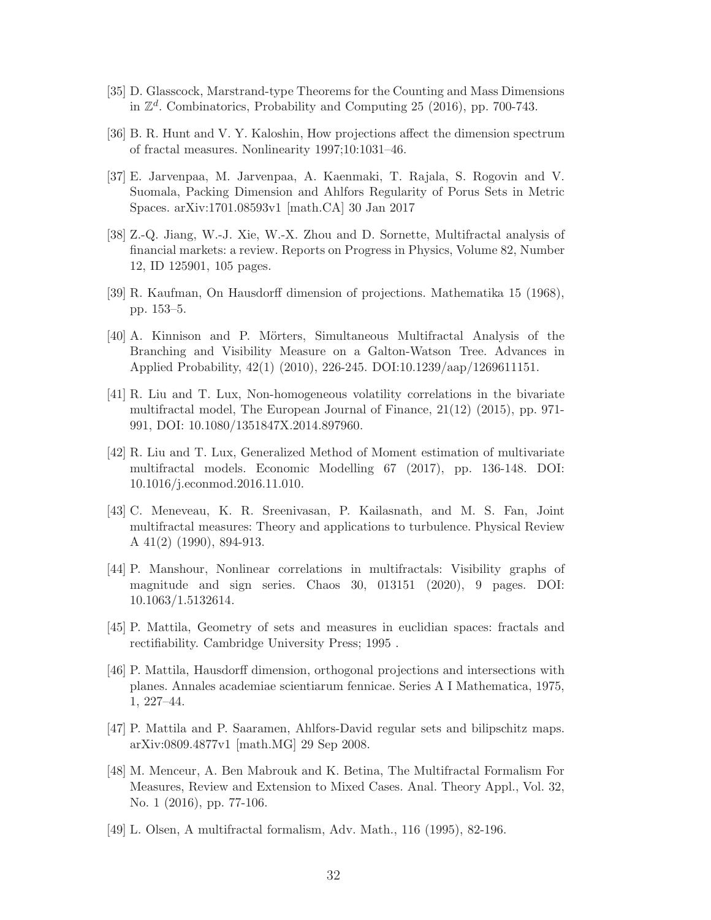[35] D. Glasscock, Marstrand-type Theorems for the Counting and Mass Dimensions in $\mathbb{Z}^d$. Combinatorics, Probability and Computing 25 (2016), pp. 700-743.

[36] B. R. Hunt and V. Y. Kaloshin, How projections affect the dimension spectrum of fractal measures. Nonlinearity 1997;10:1031–46.

[37] E. Jarvenpaa, M. Jarvenpaa, A. Kaenmaki, T. Rajala, S. Rogovin and V. Suomala, Packing Dimension and Ahlfors Regularity of Porus Sets in Metric Spaces. arXiv:1701.08593v1 [math.CA] 30 Jan 2017

[38] Z.-Q. Jiang, W.-J. Xie, W.-X. Zhou and D. Sornette, Multifractal analysis of financial markets: a review. Reports on Progress in Physics, Volume 82, Number 12, ID 125901, 105 pages.

[39] R. Kaufman, On Hausdorff dimension of projections. Mathematika 15 (1968), pp. 153–5.

[40] A. Kinnison and P. Mörters, Simultaneous Multifractal Analysis of the Branching and Visibility Measure on a Galton-Watson Tree. Advances in Applied Probability, 42(1) (2010), 226-245. DOI:10.1239/aap/1269611151.

[41] R. Liu and T. Lux, Non-homogeneous volatility correlations in the bivariate multifractal model, The European Journal of Finance, 21(12) (2015), pp. 971-991, DOI: 10.1080/1351847X.2014.897960.

[42] R. Liu and T. Lux, Generalized Method of Moment estimation of multivariate multifractal models. Economic Modelling 67 (2017), pp. 136-148. DOI: 10.1016/j.econmod.2016.11.010.

[43] C. Meneveau, K. R. Sreenivasan, P. Kailasnath, and M. S. Fan, Joint multifractal measures: Theory and applications to turbulence. Physical Review A 41(2) (1990), 894-913.

[44] P. Manshour, Nonlinear correlations in multifractals: Visibility graphs of magnitude and sign series. Chaos 30, 013151 (2020), 9 pages. DOI: 10.1063/1.5132614.

[45] P. Mattila, Geometry of sets and measures in euclidian spaces: fractals and rectifiability. Cambridge University Press; 1995 .

[46] P. Mattila, Hausdorff dimension, orthogonal projections and intersections with planes. Annales academiae scientiarum fennicae. Series A I Mathematica, 1975, 1, 227–44.

[47] P. Mattila and P. Saaramen, Ahlfors-David regular sets and bilipschitz maps. arXiv:0809.4877v1 [math.MG] 29 Sep 2008.

[48] M. Menceur, A. Ben Mabrouk and K. Betina, The Multifractal Formalism For Measures, Review and Extension to Mixed Cases. Anal. Theory Appl., Vol. 32, No. 1 (2016), pp. 77-106.

[49] L. Olsen, A multifractal formalism, Adv. Math., 116 (1995), 82-196.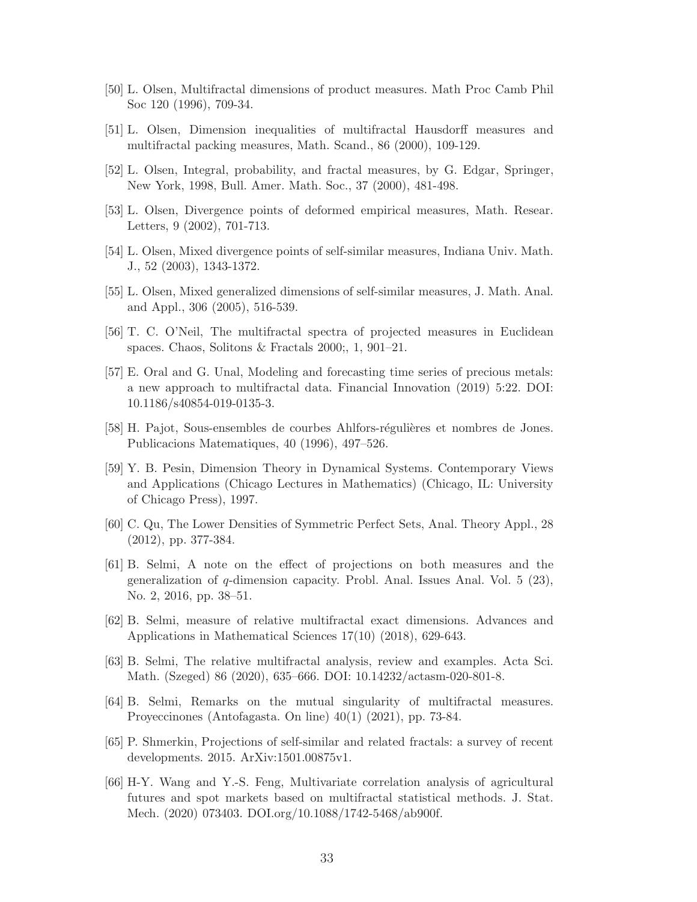[50] L. Olsen, Multifractal dimensions of product measures. Math Proc Camb Phil Soc 120 (1996), 709-34.

[51] L. Olsen, Dimension inequalities of multifractal Hausdorff measures and multifractal packing measures, Math. Scand., 86 (2000), 109-129.

[52] L. Olsen, Integral, probability, and fractal measures, by G. Edgar, Springer, New York, 1998, Bull. Amer. Math. Soc., 37 (2000), 481-498.

[53] L. Olsen, Divergence points of deformed empirical measures, Math. Resear. Letters, 9 (2002), 701-713.

[54] L. Olsen, Mixed divergence points of self-similar measures, Indiana Univ. Math. J., 52 (2003), 1343-1372.

[55] L. Olsen, Mixed generalized dimensions of self-similar measures, J. Math. Anal. and Appl., 306 (2005), 516-539.

[56] T. C. O'Neil, The multifractal spectra of projected measures in Euclidean spaces. Chaos, Solitons & Fractals 2000;, 1, 901–21.

[57] E. Oral and G. Unal, Modeling and forecasting time series of precious metals: a new approach to multifractal data. Financial Innovation (2019) 5:22. DOI: 10.1186/s40854-019-0135-3.

[58] H. Pajot, Sous-ensembles de courbes Ahlfors-régulières et nombres de Jones. Publicacions Matematiques, 40 (1996), 497–526.

[59] Y. B. Pesin, Dimension Theory in Dynamical Systems. Contemporary Views and Applications (Chicago Lectures in Mathematics) (Chicago, IL: University of Chicago Press), 1997.

[60] C. Qu, The Lower Densities of Symmetric Perfect Sets, Anal. Theory Appl., 28 (2012), pp. 377-384.

[61] B. Selmi, A note on the effect of projections on both measures and the generalization of $q$-dimension capacity. Probl. Anal. Issues Anal. Vol. 5 (23), No. 2, 2016, pp. 38–51.

[62] B. Selmi, measure of relative multifractal exact dimensions. Advances and Applications in Mathematical Sciences 17(10) (2018), 629-643.

[63] B. Selmi, The relative multifractal analysis, review and examples. Acta Sci. Math. (Szeged) 86 (2020), 635–666. DOI: 10.14232/actasm-020-801-8.

[64] B. Selmi, Remarks on the mutual singularity of multifractal measures. Proyeccinones (Antofagasta. On line) 40(1) (2021), pp. 73-84.

[65] P. Shmerkin, Projections of self-similar and related fractals: a survey of recent developments. 2015. ArXiv:1501.00875v1.

[66] H-Y. Wang and Y.-S. Feng, Multivariate correlation analysis of agricultural futures and spot markets based on multifractal statistical methods. J. Stat. Mech. (2020) 073403. DOI.org/10.1088/1742-5468/ab900f.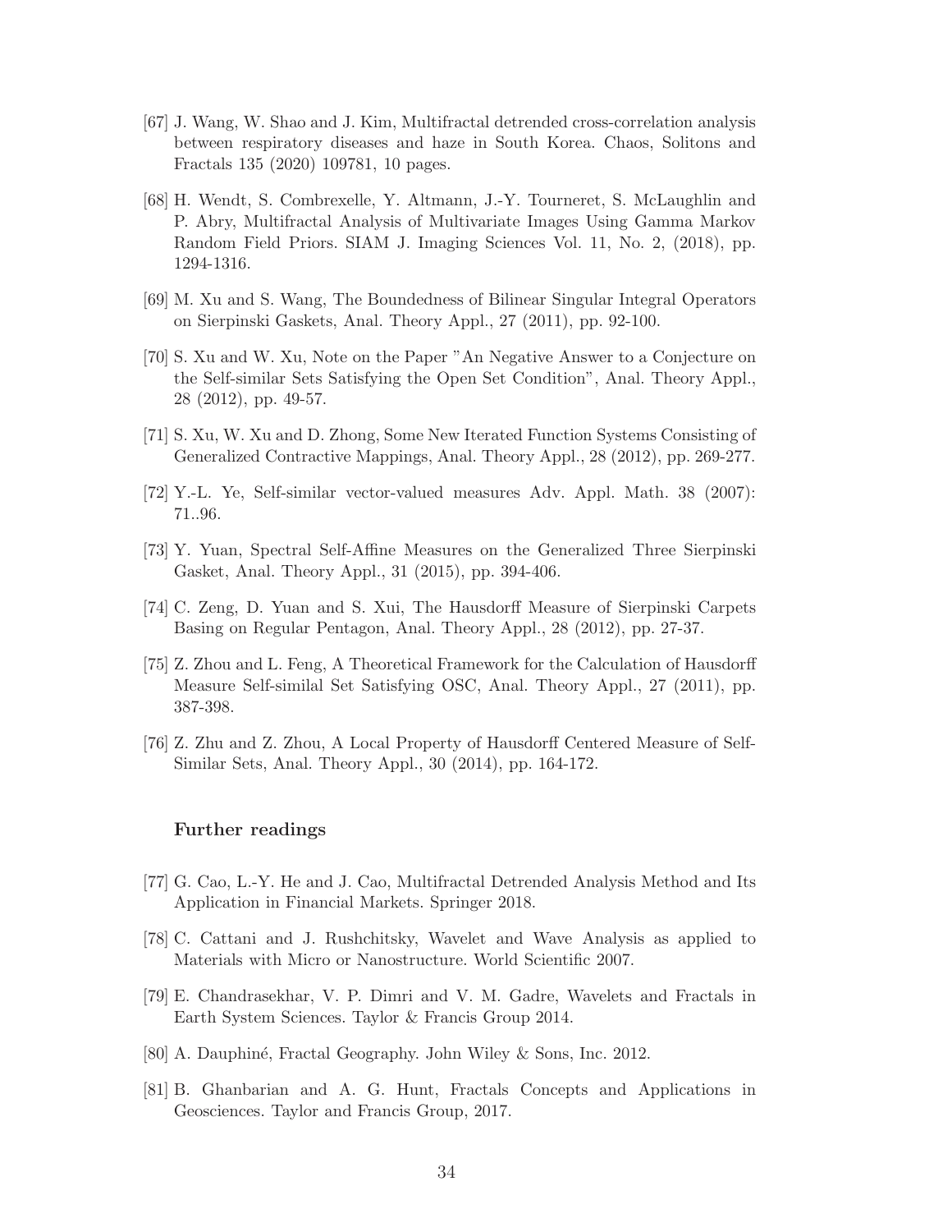[67] J. Wang, W. Shao and J. Kim, Multifractal detrended cross-correlation analysis between respiratory diseases and haze in South Korea. Chaos, Solitons and Fractals 135 (2020) 109781, 10 pages.

[68] H. Wendt, S. Combrexelle, Y. Altmann, J.-Y. Tourneret, S. McLaughlin and P. Abry, Multifractal Analysis of Multivariate Images Using Gamma Markov Random Field Priors. SIAM J. Imaging Sciences Vol. 11, No. 2, (2018), pp. 1294-1316.

[69] M. Xu and S. Wang, The Boundedness of Bilinear Singular Integral Operators on Sierpinski Gaskets, Anal. Theory Appl., 27 (2011), pp. 92-100.

[70] S. Xu and W. Xu, Note on the Paper "An Negative Answer to a Conjecture on the Self-similar Sets Satisfying the Open Set Condition", Anal. Theory Appl., 28 (2012), pp. 49-57.

[71] S. Xu, W. Xu and D. Zhong, Some New Iterated Function Systems Consisting of Generalized Contractive Mappings, Anal. Theory Appl., 28 (2012), pp. 269-277.

[72] Y.-L. Ye, Self-similar vector-valued measures Adv. Appl. Math. 38 (2007): 71..96.

[73] Y. Yuan, Spectral Self-Affine Measures on the Generalized Three Sierpinski Gasket, Anal. Theory Appl., 31 (2015), pp. 394-406.

[74] C. Zeng, D. Yuan and S. Xui, The Hausdorff Measure of Sierpinski Carpets Basing on Regular Pentagon, Anal. Theory Appl., 28 (2012), pp. 27-37.

[75] Z. Zhou and L. Feng, A Theoretical Framework for the Calculation of Hausdorff Measure Self-similal Set Satisfying OSC, Anal. Theory Appl., 27 (2011), pp. 387-398.

[76] Z. Zhu and Z. Zhou, A Local Property of Hausdorff Centered Measure of Self-Similar Sets, Anal. Theory Appl., 30 (2014), pp. 164-172.

### Further readings

[77] G. Cao, L.-Y. He and J. Cao, Multifractal Detrended Analysis Method and Its Application in Financial Markets. Springer 2018.

[78] C. Cattani and J. Rushchitsky, Wavelet and Wave Analysis as applied to Materials with Micro or Nanostructure. World Scientific 2007.

[79] E. Chandrasekhar, V. P. Dimri and V. M. Gadre, Wavelets and Fractals in Earth System Sciences. Taylor & Francis Group 2014.

[80] A. Dauphiné, Fractal Geography. John Wiley & Sons, Inc. 2012.

[81] B. Ghanbarian and A. G. Hunt, Fractals Concepts and Applications in Geosciences. Taylor and Francis Group, 2017.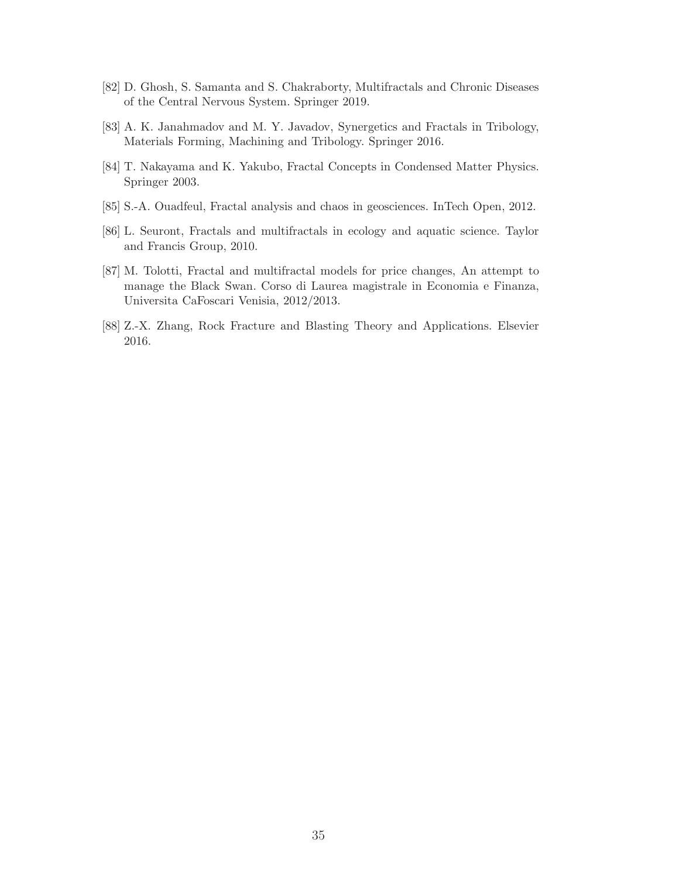[82] D. Ghosh, S. Samanta and S. Chakraborty, Multifractals and Chronic Diseases of the Central Nervous System. Springer 2019.

[83] A. K. Janahmadov and M. Y. Javadov, Synergetics and Fractals in Tribology, Materials Forming, Machining and Tribology. Springer 2016.

[84] T. Nakayama and K. Yakubo, Fractal Concepts in Condensed Matter Physics. Springer 2003.

[85] S.-A. Ouadfeul, Fractal analysis and chaos in geosciences. InTech Open, 2012.

[86] L. Seuront, Fractals and multifractals in ecology and aquatic science. Taylor and Francis Group, 2010.

[87] M. Tolotti, Fractal and multifractal models for price changes, An attempt to manage the Black Swan. Corso di Laurea magistrale in Economia e Finanza, Universita CaFoscari Venisia, 2012/2013.

[88] Z.-X. Zhang, Rock Fracture and Blasting Theory and Applications. Elsevier 2016.